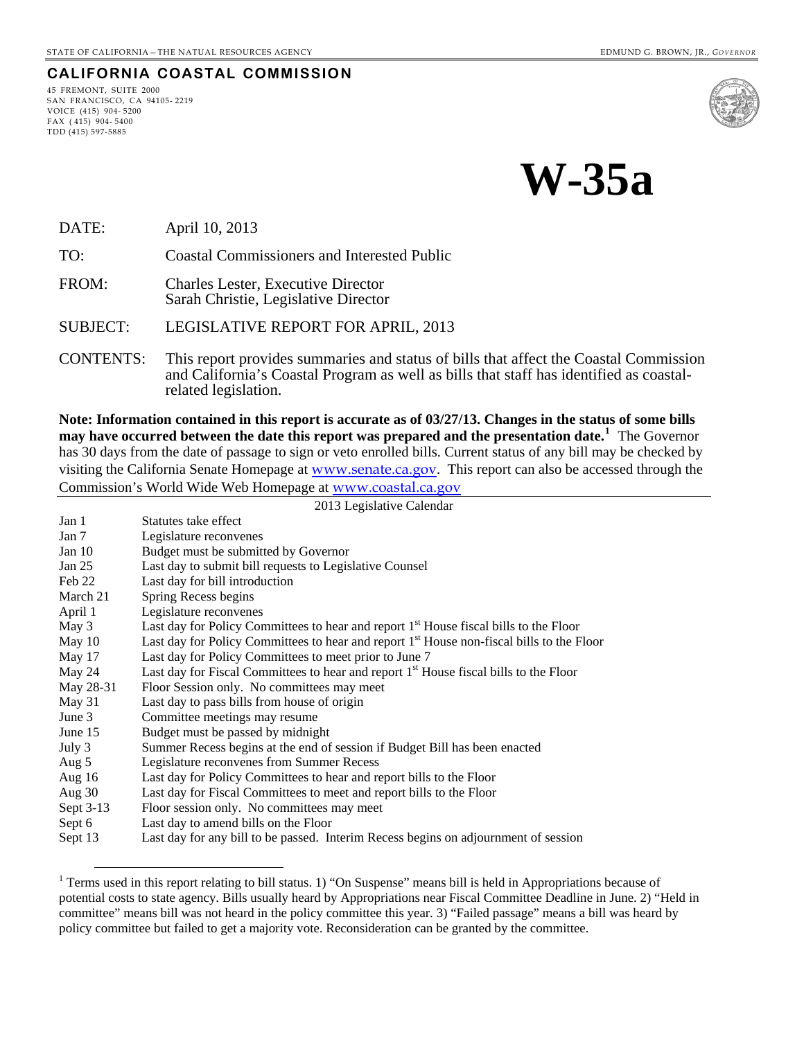STATE OF CALIFORNIA – THE NATURAL RESOURCES AGENCY EDMUND G. BROWN, JR., *GOVERNOR*

**CALIFORNIA COASTAL COMMISSION**

45 FREMONT, SUITE 2000
SAN FRANCISCO, CA 94105- 2219
VOICE (415) 904- 5200
FAX ( 415) 904- 5400
TDD (415) 597-5885

# W-35a

DATE: April 10, 2013

TO: Coastal Commissioners and Interested Public

FROM: Charles Lester, Executive Director
Sarah Christie, Legislative Director

SUBJECT: LEGISLATIVE REPORT FOR APRIL, 2013

CONTENTS: This report provides summaries and status of bills that affect the Coastal Commission and California's Coastal Program as well as bills that staff has identified as coastal-related legislation.

**Note: Information contained in this report is accurate as of 03/27/13. Changes in the status of some bills may have occurred between the date this report was prepared and the presentation date.[1]** The Governor has 30 days from the date of passage to sign or veto enrolled bills. Current status of any bill may be checked by visiting the California Senate Homepage at www.senate.ca.gov. This report can also be accessed through the Commission's World Wide Web Homepage at www.coastal.ca.gov

| 2013 Legislative Calendar | |
|---|---|
| Jan 1 | Statutes take effect |
| Jan 7 | Legislature reconvenes |
| Jan 10 | Budget must be submitted by Governor |
| Jan 25 | Last day to submit bill requests to Legislative Counsel |
| Feb 22 | Last day for bill introduction |
| March 21 | Spring Recess begins |
| April 1 | Legislature reconvenes |
| May 3 | Last day for Policy Committees to hear and report 1st House fiscal bills to the Floor |
| May 10 | Last day for Policy Committees to hear and report 1st House non-fiscal bills to the Floor |
| May 17 | Last day for Policy Committees to meet prior to June 7 |
| May 24 | Last day for Fiscal Committees to hear and report 1st House fiscal bills to the Floor |
| May 28-31 | Floor Session only. No committees may meet |
| May 31 | Last day to pass bills from house of origin |
| June 3 | Committee meetings may resume |
| June 15 | Budget must be passed by midnight |
| July 3 | Summer Recess begins at the end of session if Budget Bill has been enacted |
| Aug 5 | Legislature reconvenes from Summer Recess |
| Aug 16 | Last day for Policy Committees to hear and report bills to the Floor |
| Aug 30 | Last day for Fiscal Committees to meet and report bills to the Floor |
| Sept 3-13 | Floor session only. No committees may meet |
| Sept 6 | Last day to amend bills on the Floor |
| Sept 13 | Last day for any bill to be passed. Interim Recess begins on adjournment of session |

[1] Terms used in this report relating to bill status. 1) "On Suspense" means bill is held in Appropriations because of potential costs to state agency. Bills usually heard by Appropriations near Fiscal Committee Deadline in June. 2) "Held in committee" means bill was not heard in the policy committee this year. 3) "Failed passage" means a bill was heard by policy committee but failed to get a majority vote. Reconsideration can be granted by the committee.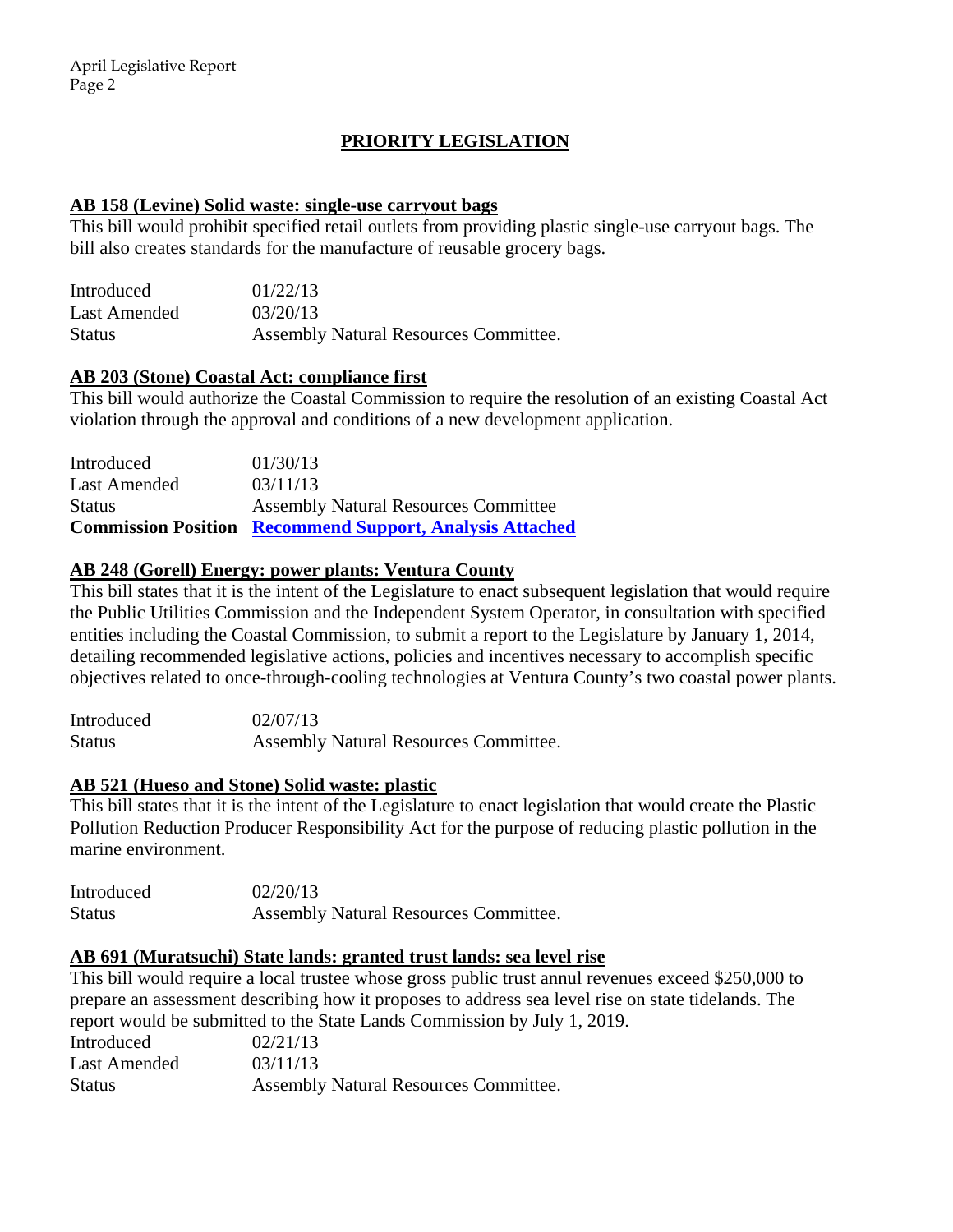## PRIORITY LEGISLATION

### AB 158 (Levine) Solid waste: single-use carryout bags

This bill would prohibit specified retail outlets from providing plastic single-use carryout bags. The bill also creates standards for the manufacture of reusable grocery bags.

| | |
|---|---|
| Introduced | 01/22/13 |
| Last Amended | 03/20/13 |
| Status | Assembly Natural Resources Committee. |

### AB 203 (Stone) Coastal Act: compliance first

This bill would authorize the Coastal Commission to require the resolution of an existing Coastal Act violation through the approval and conditions of a new development application.

| | |
|---|---|
| Introduced | 01/30/13 |
| Last Amended | 03/11/13 |
| Status | Assembly Natural Resources Committee |
| **Commission Position** | **Recommend Support, Analysis Attached** |

### AB 248 (Gorell) Energy: power plants: Ventura County

This bill states that it is the intent of the Legislature to enact subsequent legislation that would require the Public Utilities Commission and the Independent System Operator, in consultation with specified entities including the Coastal Commission, to submit a report to the Legislature by January 1, 2014, detailing recommended legislative actions, policies and incentives necessary to accomplish specific objectives related to once-through-cooling technologies at Ventura County's two coastal power plants.

| | |
|---|---|
| Introduced | 02/07/13 |
| Status | Assembly Natural Resources Committee. |

### AB 521 (Hueso and Stone) Solid waste: plastic

This bill states that it is the intent of the Legislature to enact legislation that would create the Plastic Pollution Reduction Producer Responsibility Act for the purpose of reducing plastic pollution in the marine environment.

| | |
|---|---|
| Introduced | 02/20/13 |
| Status | Assembly Natural Resources Committee. |

### AB 691 (Muratsuchi) State lands: granted trust lands: sea level rise

This bill would require a local trustee whose gross public trust annul revenues exceed $250,000 to prepare an assessment describing how it proposes to address sea level rise on state tidelands. The report would be submitted to the State Lands Commission by July 1, 2019.

| | |
|---|---|
| Introduced | 02/21/13 |
| Last Amended | 03/11/13 |
| Status | Assembly Natural Resources Committee. |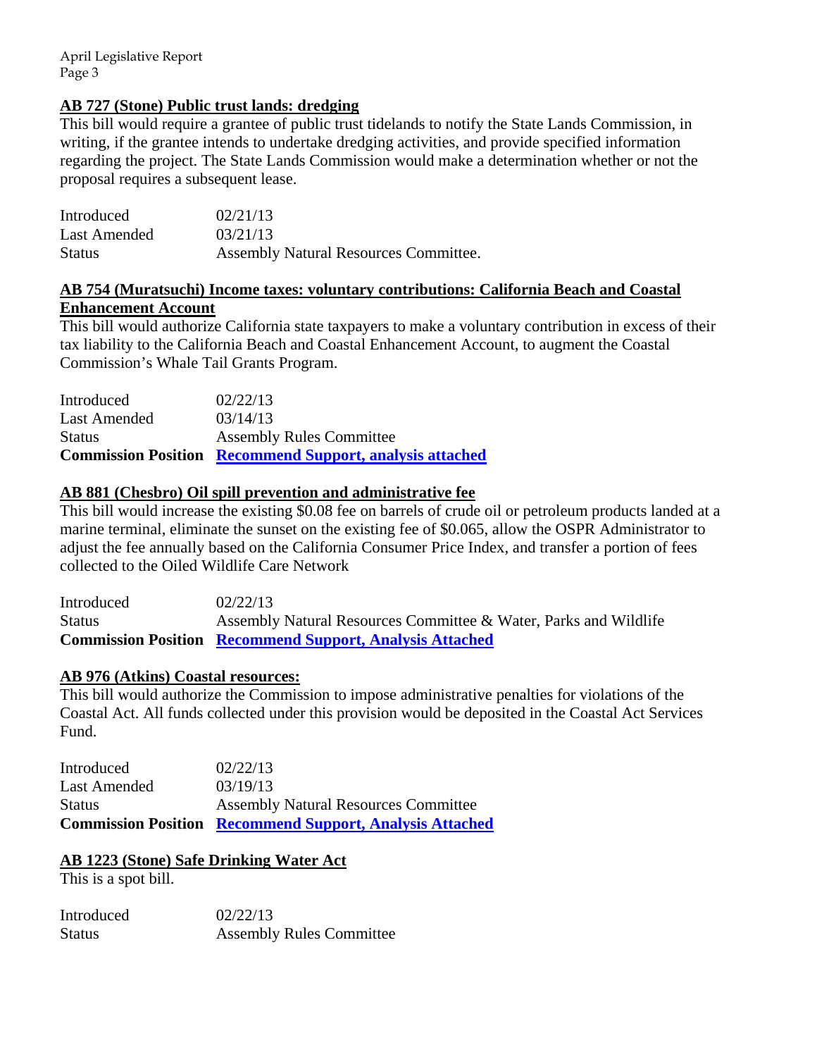### AB 727 (Stone) Public trust lands: dredging

This bill would require a grantee of public trust tidelands to notify the State Lands Commission, in writing, if the grantee intends to undertake dredging activities, and provide specified information regarding the project. The State Lands Commission would make a determination whether or not the proposal requires a subsequent lease.

| | |
|---|---|
| Introduced | 02/21/13 |
| Last Amended | 03/21/13 |
| Status | Assembly Natural Resources Committee. |

### AB 754 (Muratsuchi) Income taxes: voluntary contributions: California Beach and Coastal Enhancement Account

This bill would authorize California state taxpayers to make a voluntary contribution in excess of their tax liability to the California Beach and Coastal Enhancement Account, to augment the Coastal Commission's Whale Tail Grants Program.

| | |
|---|---|
| Introduced | 02/22/13 |
| Last Amended | 03/14/13 |
| Status | Assembly Rules Committee |
| **Commission Position** | **Recommend Support, analysis attached** |

### AB 881 (Chesbro) Oil spill prevention and administrative fee

This bill would increase the existing $0.08 fee on barrels of crude oil or petroleum products landed at a marine terminal, eliminate the sunset on the existing fee of $0.065, allow the OSPR Administrator to adjust the fee annually based on the California Consumer Price Index, and transfer a portion of fees collected to the Oiled Wildlife Care Network

| | |
|---|---|
| Introduced | 02/22/13 |
| Status | Assembly Natural Resources Committee & Water, Parks and Wildlife |
| **Commission Position** | **Recommend Support, Analysis Attached** |

### AB 976 (Atkins) Coastal resources:

This bill would authorize the Commission to impose administrative penalties for violations of the Coastal Act. All funds collected under this provision would be deposited in the Coastal Act Services Fund.

| | |
|---|---|
| Introduced | 02/22/13 |
| Last Amended | 03/19/13 |
| Status | Assembly Natural Resources Committee |
| **Commission Position** | **Recommend Support, Analysis Attached** |

### AB 1223 (Stone) Safe Drinking Water Act

This is a spot bill.

| | |
|---|---|
| Introduced | 02/22/13 |
| Status | Assembly Rules Committee |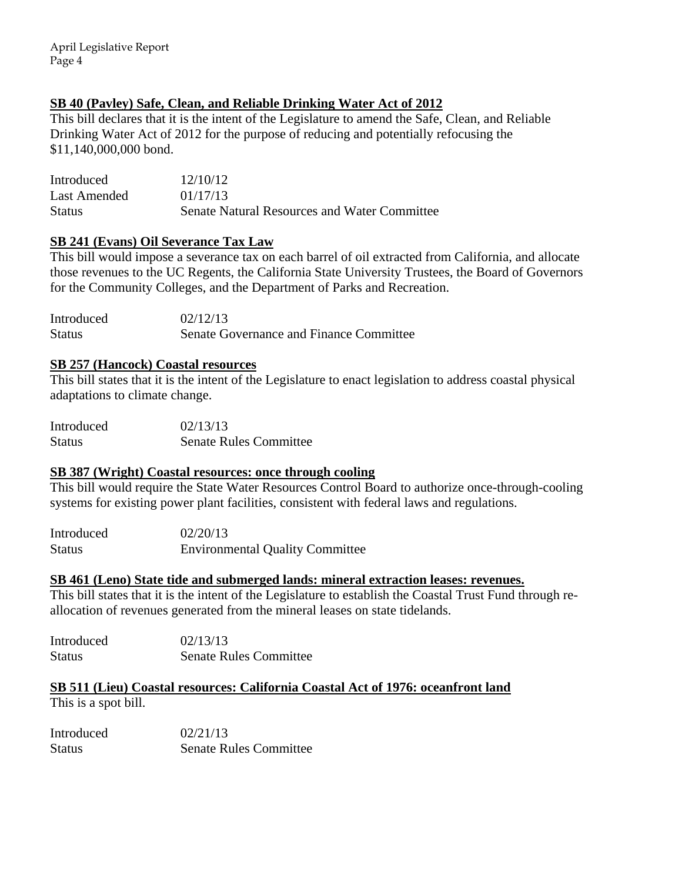**SB 40 (Pavley) Safe, Clean, and Reliable Drinking Water Act of 2012**

This bill declares that it is the intent of the Legislature to amend the Safe, Clean, and Reliable Drinking Water Act of 2012 for the purpose of reducing and potentially refocusing the $11,140,000,000 bond.

| | |
|---|---|
| Introduced | 12/10/12 |
| Last Amended | 01/17/13 |
| Status | Senate Natural Resources and Water Committee |

**SB 241 (Evans) Oil Severance Tax Law**

This bill would impose a severance tax on each barrel of oil extracted from California, and allocate those revenues to the UC Regents, the California State University Trustees, the Board of Governors for the Community Colleges, and the Department of Parks and Recreation.

| | |
|---|---|
| Introduced | 02/12/13 |
| Status | Senate Governance and Finance Committee |

**SB 257 (Hancock) Coastal resources**

This bill states that it is the intent of the Legislature to enact legislation to address coastal physical adaptations to climate change.

| | |
|---|---|
| Introduced | 02/13/13 |
| Status | Senate Rules Committee |

**SB 387 (Wright) Coastal resources: once through cooling**

This bill would require the State Water Resources Control Board to authorize once-through-cooling systems for existing power plant facilities, consistent with federal laws and regulations.

| | |
|---|---|
| Introduced | 02/20/13 |
| Status | Environmental Quality Committee |

**SB 461 (Leno) State tide and submerged lands: mineral extraction leases: revenues.**

This bill states that it is the intent of the Legislature to establish the Coastal Trust Fund through re-allocation of revenues generated from the mineral leases on state tidelands.

| | |
|---|---|
| Introduced | 02/13/13 |
| Status | Senate Rules Committee |

**SB 511 (Lieu) Coastal resources: California Coastal Act of 1976: oceanfront land**

This is a spot bill.

| | |
|---|---|
| Introduced | 02/21/13 |
| Status | Senate Rules Committee |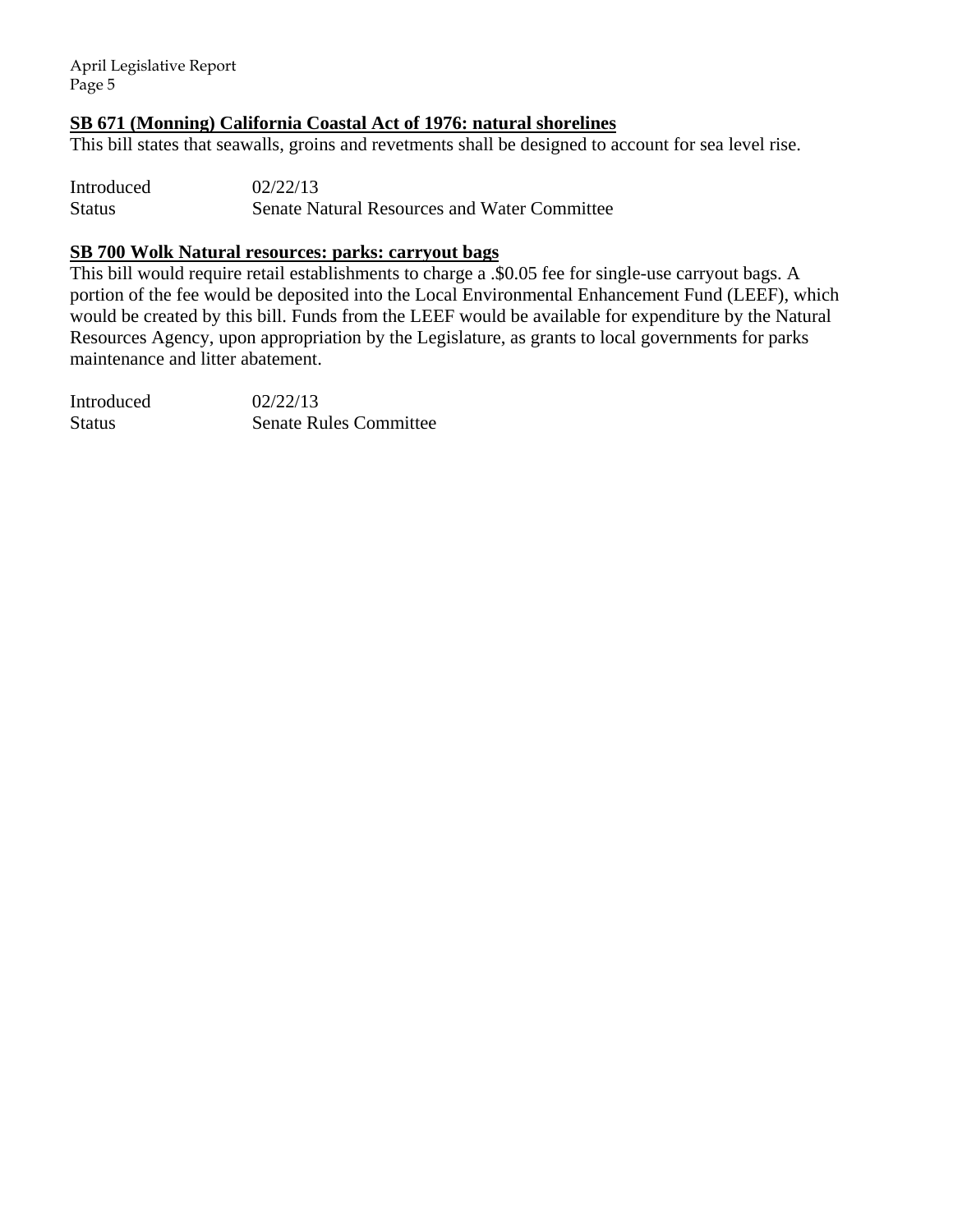**SB 671 (Monning) California Coastal Act of 1976: natural shorelines**

This bill states that seawalls, groins and revetments shall be designed to account for sea level rise.

Introduced 02/22/13
Status Senate Natural Resources and Water Committee

**SB 700 Wolk Natural resources: parks: carryout bags**

This bill would require retail establishments to charge a .$0.05 fee for single-use carryout bags. A portion of the fee would be deposited into the Local Environmental Enhancement Fund (LEEF), which would be created by this bill. Funds from the LEEF would be available for expenditure by the Natural Resources Agency, upon appropriation by the Legislature, as grants to local governments for parks maintenance and litter abatement.

Introduced 02/22/13
Status Senate Rules Committee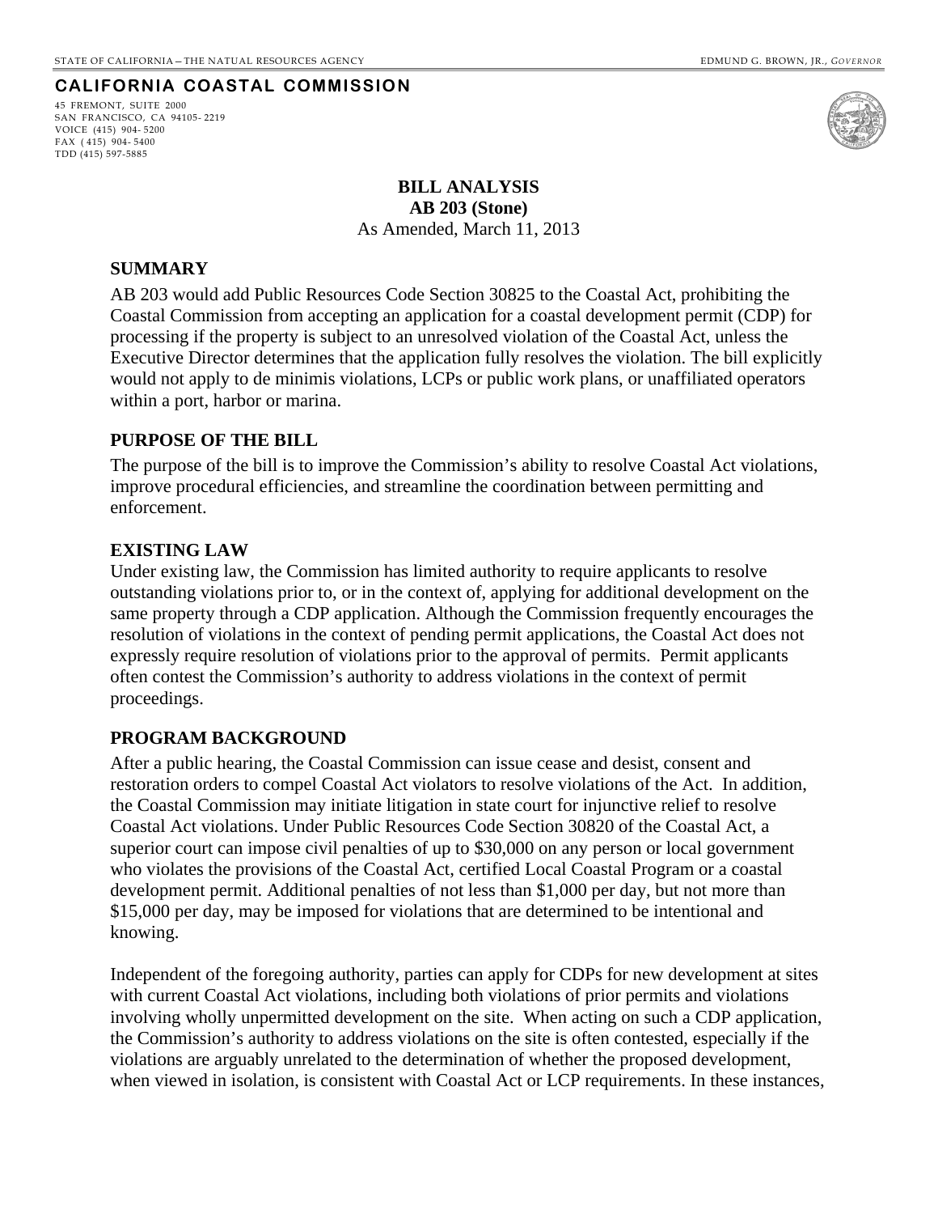STATE OF CALIFORNIA – THE NATURAL RESOURCES AGENCY EDMUND G. BROWN, JR., *GOVERNOR*

**CALIFORNIA COASTAL COMMISSION**

45 FREMONT, SUITE 2000
SAN FRANCISCO, CA 94105-2219
VOICE (415) 904-5200
FAX (415) 904-5400
TDD (415) 597-5885

**BILL ANALYSIS**
**AB 203 (Stone)**
As Amended, March 11, 2013

## SUMMARY

AB 203 would add Public Resources Code Section 30825 to the Coastal Act, prohibiting the Coastal Commission from accepting an application for a coastal development permit (CDP) for processing if the property is subject to an unresolved violation of the Coastal Act, unless the Executive Director determines that the application fully resolves the violation. The bill explicitly would not apply to de minimis violations, LCPs or public work plans, or unaffiliated operators within a port, harbor or marina.

## PURPOSE OF THE BILL

The purpose of the bill is to improve the Commission's ability to resolve Coastal Act violations, improve procedural efficiencies, and streamline the coordination between permitting and enforcement.

## EXISTING LAW

Under existing law, the Commission has limited authority to require applicants to resolve outstanding violations prior to, or in the context of, applying for additional development on the same property through a CDP application. Although the Commission frequently encourages the resolution of violations in the context of pending permit applications, the Coastal Act does not expressly require resolution of violations prior to the approval of permits. Permit applicants often contest the Commission's authority to address violations in the context of permit proceedings.

## PROGRAM BACKGROUND

After a public hearing, the Coastal Commission can issue cease and desist, consent and restoration orders to compel Coastal Act violators to resolve violations of the Act. In addition, the Coastal Commission may initiate litigation in state court for injunctive relief to resolve Coastal Act violations. Under Public Resources Code Section 30820 of the Coastal Act, a superior court can impose civil penalties of up to $30,000 on any person or local government who violates the provisions of the Coastal Act, certified Local Coastal Program or a coastal development permit. Additional penalties of not less than $1,000 per day, but not more than $15,000 per day, may be imposed for violations that are determined to be intentional and knowing.

Independent of the foregoing authority, parties can apply for CDPs for new development at sites with current Coastal Act violations, including both violations of prior permits and violations involving wholly unpermitted development on the site. When acting on such a CDP application, the Commission's authority to address violations on the site is often contested, especially if the violations are arguably unrelated to the determination of whether the proposed development, when viewed in isolation, is consistent with Coastal Act or LCP requirements. In these instances,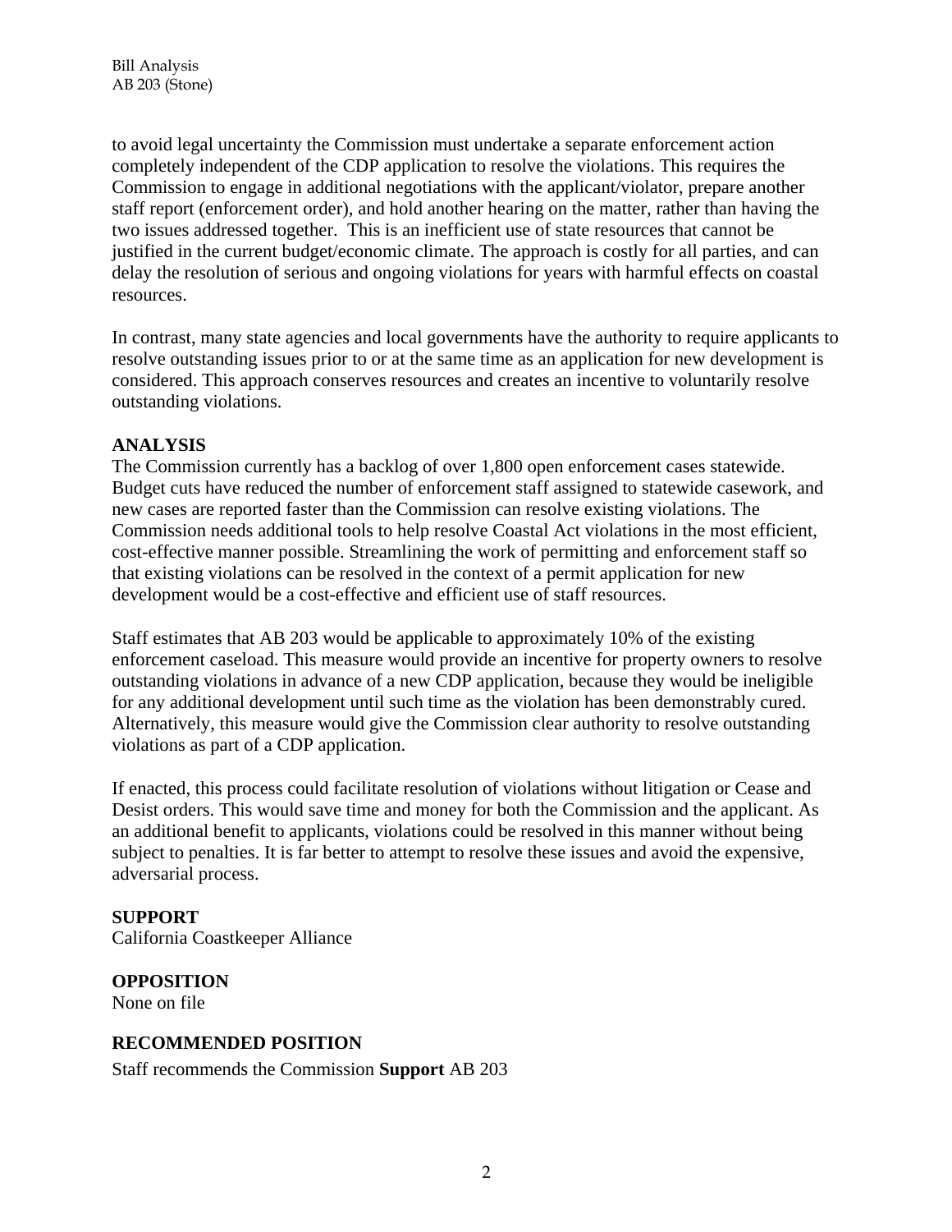to avoid legal uncertainty the Commission must undertake a separate enforcement action completely independent of the CDP application to resolve the violations. This requires the Commission to engage in additional negotiations with the applicant/violator, prepare another staff report (enforcement order), and hold another hearing on the matter, rather than having the two issues addressed together. This is an inefficient use of state resources that cannot be justified in the current budget/economic climate. The approach is costly for all parties, and can delay the resolution of serious and ongoing violations for years with harmful effects on coastal resources.

In contrast, many state agencies and local governments have the authority to require applicants to resolve outstanding issues prior to or at the same time as an application for new development is considered. This approach conserves resources and creates an incentive to voluntarily resolve outstanding violations.

## ANALYSIS

The Commission currently has a backlog of over 1,800 open enforcement cases statewide. Budget cuts have reduced the number of enforcement staff assigned to statewide casework, and new cases are reported faster than the Commission can resolve existing violations. The Commission needs additional tools to help resolve Coastal Act violations in the most efficient, cost-effective manner possible. Streamlining the work of permitting and enforcement staff so that existing violations can be resolved in the context of a permit application for new development would be a cost-effective and efficient use of staff resources.

Staff estimates that AB 203 would be applicable to approximately 10% of the existing enforcement caseload. This measure would provide an incentive for property owners to resolve outstanding violations in advance of a new CDP application, because they would be ineligible for any additional development until such time as the violation has been demonstrably cured. Alternatively, this measure would give the Commission clear authority to resolve outstanding violations as part of a CDP application.

If enacted, this process could facilitate resolution of violations without litigation or Cease and Desist orders. This would save time and money for both the Commission and the applicant. As an additional benefit to applicants, violations could be resolved in this manner without being subject to penalties. It is far better to attempt to resolve these issues and avoid the expensive, adversarial process.

## SUPPORT

California Coastkeeper Alliance

## OPPOSITION

None on file

## RECOMMENDED POSITION

Staff recommends the Commission **Support** AB 203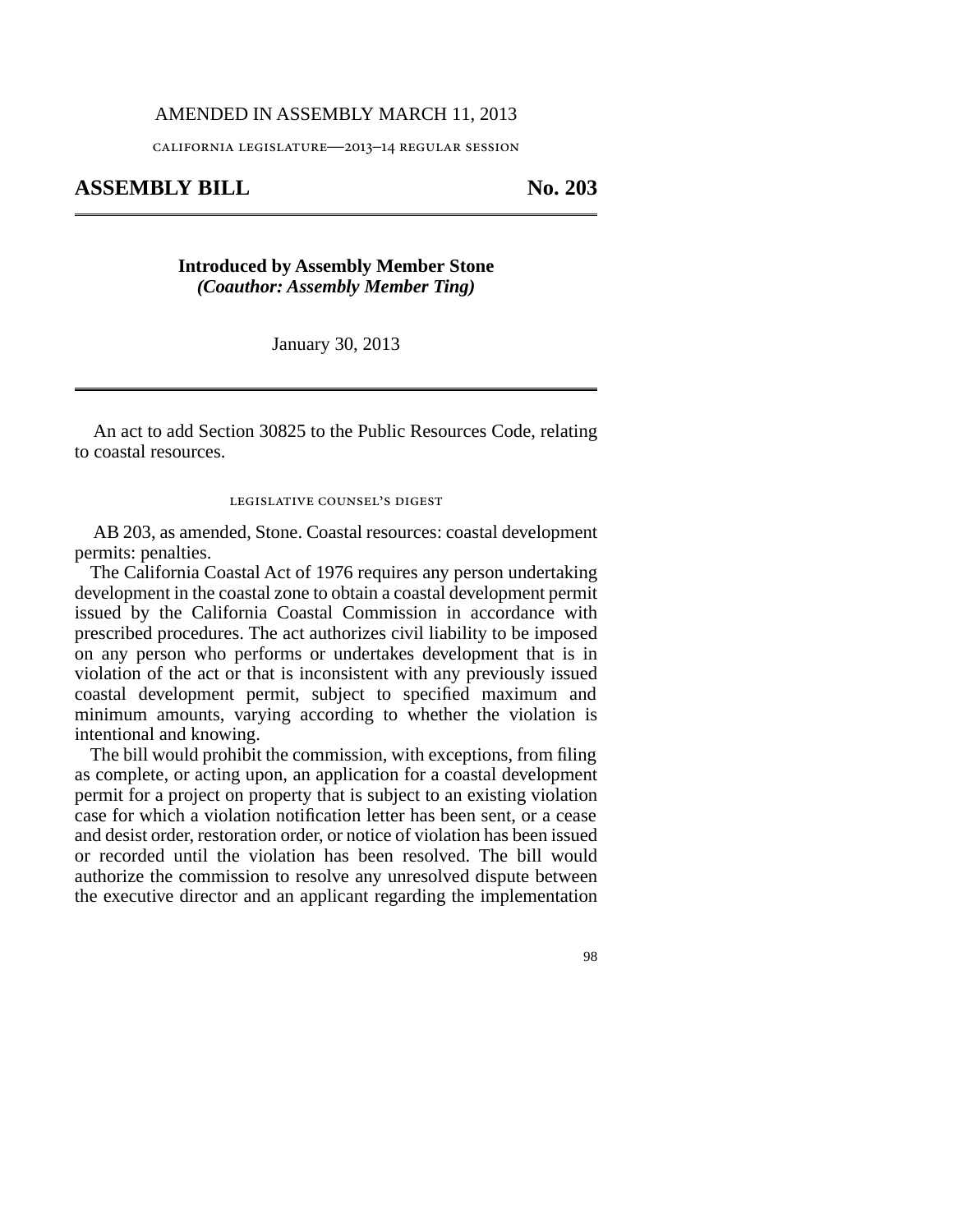AMENDED IN ASSEMBLY MARCH 11, 2013

california legislature—2013–14 regular session

# ASSEMBLY BILL No. 203

**Introduced by Assembly Member Stone**
***(Coauthor: Assembly Member Ting)***

January 30, 2013

An act to add Section 30825 to the Public Resources Code, relating to coastal resources.

legislative counsel's digest

AB 203, as amended, Stone. Coastal resources: coastal development permits: penalties.

The California Coastal Act of 1976 requires any person undertaking development in the coastal zone to obtain a coastal development permit issued by the California Coastal Commission in accordance with prescribed procedures. The act authorizes civil liability to be imposed on any person who performs or undertakes development that is in violation of the act or that is inconsistent with any previously issued coastal development permit, subject to specified maximum and minimum amounts, varying according to whether the violation is intentional and knowing.

The bill would prohibit the commission, with exceptions, from filing as complete, or acting upon, an application for a coastal development permit for a project on property that is subject to an existing violation case for which a violation notification letter has been sent, or a cease and desist order, restoration order, or notice of violation has been issued or recorded until the violation has been resolved. The bill would authorize the commission to resolve any unresolved dispute between the executive director and an applicant regarding the implementation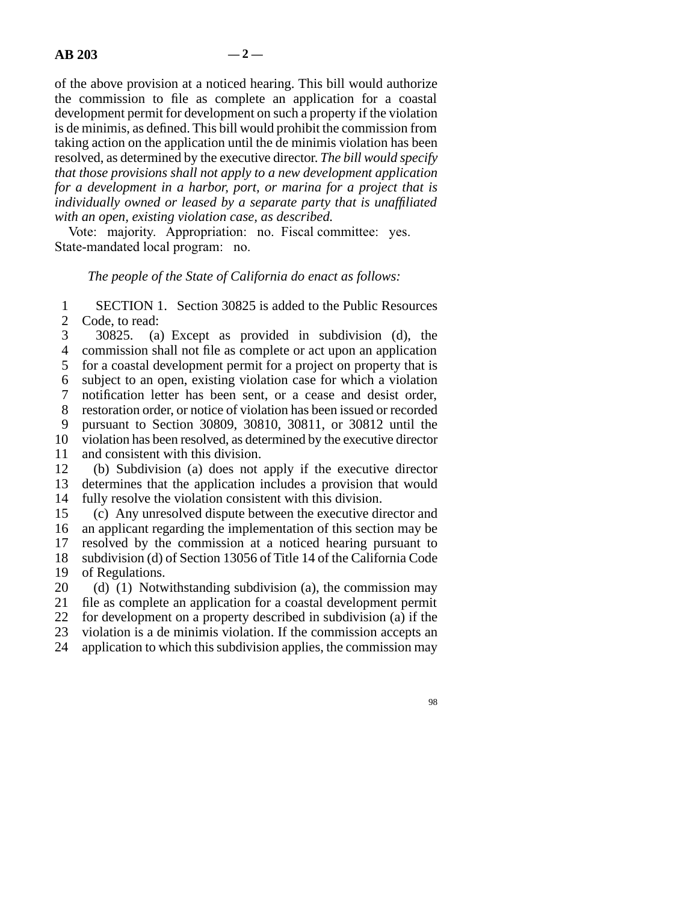of the above provision at a noticed hearing. This bill would authorize the commission to file as complete an application for a coastal development permit for development on such a property if the violation is de minimis, as defined. This bill would prohibit the commission from taking action on the application until the de minimis violation has been resolved, as determined by the executive director. *The bill would specify that those provisions shall not apply to a new development application for a development in a harbor, port, or marina for a project that is individually owned or leased by a separate party that is unaffiliated with an open, existing violation case, as described.*

Vote: majority. Appropriation: no. Fiscal committee: yes. State-mandated local program: no.

*The people of the State of California do enact as follows:*

SECTION 1. Section 30825 is added to the Public Resources Code, to read:

30825. (a) Except as provided in subdivision (d), the commission shall not file as complete or act upon an application for a coastal development permit for a project on property that is subject to an open, existing violation case for which a violation notification letter has been sent, or a cease and desist order, restoration order, or notice of violation has been issued or recorded pursuant to Section 30809, 30810, 30811, or 30812 until the violation has been resolved, as determined by the executive director and consistent with this division.

(b) Subdivision (a) does not apply if the executive director determines that the application includes a provision that would fully resolve the violation consistent with this division.

(c) Any unresolved dispute between the executive director and an applicant regarding the implementation of this section may be resolved by the commission at a noticed hearing pursuant to subdivision (d) of Section 13056 of Title 14 of the California Code of Regulations.

(d) (1) Notwithstanding subdivision (a), the commission may file as complete an application for a coastal development permit for development on a property described in subdivision (a) if the violation is a de minimis violation. If the commission accepts an application to which this subdivision applies, the commission may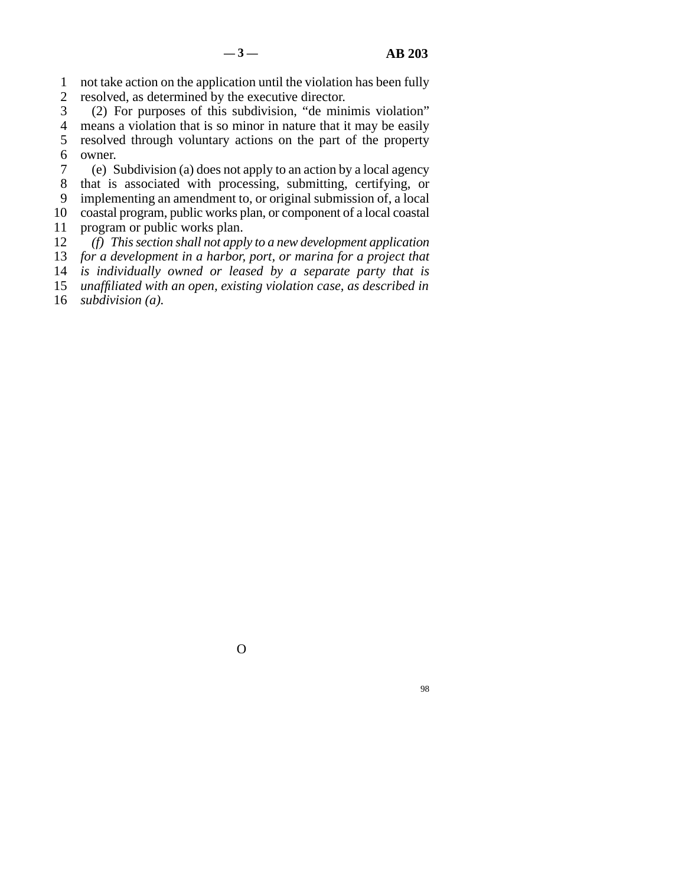not take action on the application until the violation has been fully resolved, as determined by the executive director.

(2) For purposes of this subdivision, “de minimis violation” means a violation that is so minor in nature that it may be easily resolved through voluntary actions on the part of the property owner.

(e) Subdivision (a) does not apply to an action by a local agency that is associated with processing, submitting, certifying, or implementing an amendment to, or original submission of, a local coastal program, public works plan, or component of a local coastal program or public works plan.

*(f) This section shall not apply to a new development application for a development in a harbor, port, or marina for a project that is individually owned or leased by a separate party that is unaffiliated with an open, existing violation case, as described in subdivision (a).*

O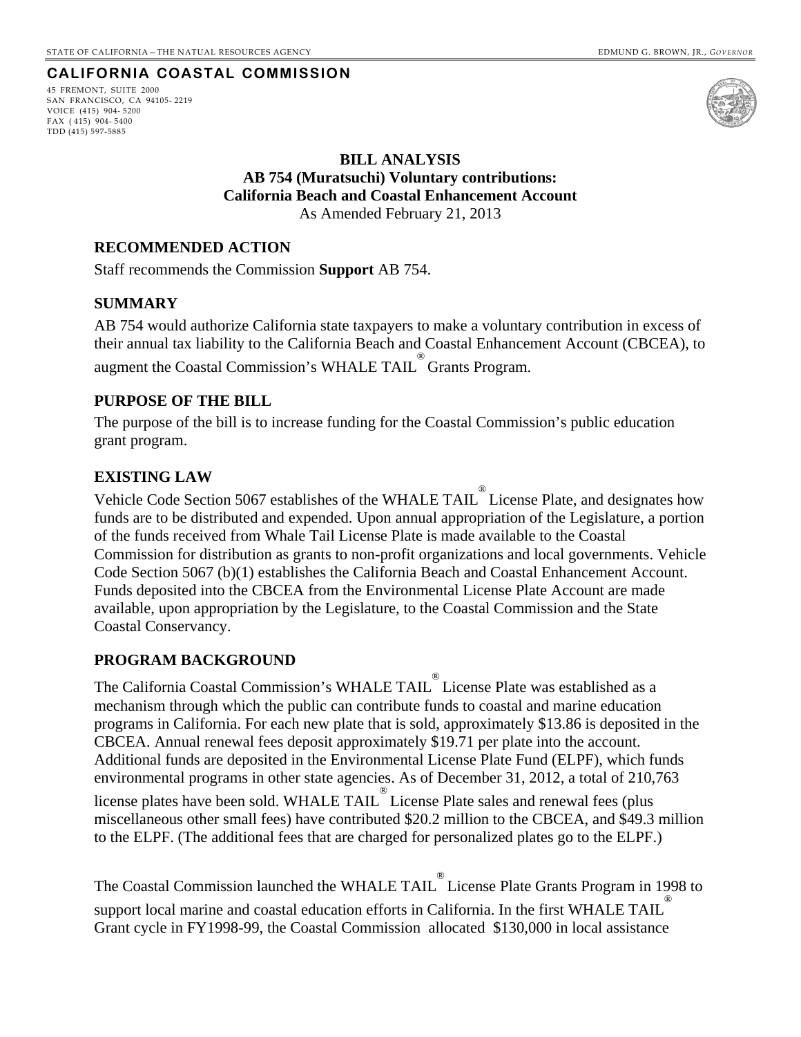STATE OF CALIFORNIA – THE NATURAL RESOURCES AGENCY EDMUND G. BROWN, JR., *GOVERNOR*

**CALIFORNIA COASTAL COMMISSION**

45 FREMONT, SUITE 2000
SAN FRANCISCO, CA 94105- 2219
VOICE (415) 904- 5200
FAX (415) 904- 5400
TDD (415) 597-5885

**BILL ANALYSIS**
**AB 754 (Muratsuchi) Voluntary contributions:**
**California Beach and Coastal Enhancement Account**
As Amended February 21, 2013

## RECOMMENDED ACTION

Staff recommends the Commission **Support** AB 754.

## SUMMARY

AB 754 would authorize California state taxpayers to make a voluntary contribution in excess of their annual tax liability to the California Beach and Coastal Enhancement Account (CBCEA), to augment the Coastal Commission's WHALE TAIL® Grants Program.

## PURPOSE OF THE BILL

The purpose of the bill is to increase funding for the Coastal Commission's public education grant program.

## EXISTING LAW

Vehicle Code Section 5067 establishes of the WHALE TAIL® License Plate, and designates how funds are to be distributed and expended. Upon annual appropriation of the Legislature, a portion of the funds received from Whale Tail License Plate is made available to the Coastal Commission for distribution as grants to non-profit organizations and local governments. Vehicle Code Section 5067 (b)(1) establishes the California Beach and Coastal Enhancement Account. Funds deposited into the CBCEA from the Environmental License Plate Account are made available, upon appropriation by the Legislature, to the Coastal Commission and the State Coastal Conservancy.

## PROGRAM BACKGROUND

The California Coastal Commission's WHALE TAIL® License Plate was established as a mechanism through which the public can contribute funds to coastal and marine education programs in California. For each new plate that is sold, approximately $13.86 is deposited in the CBCEA. Annual renewal fees deposit approximately $19.71 per plate into the account. Additional funds are deposited in the Environmental License Plate Fund (ELPF), which funds environmental programs in other state agencies. As of December 31, 2012, a total of 210,763 license plates have been sold. WHALE TAIL® License Plate sales and renewal fees (plus miscellaneous other small fees) have contributed $20.2 million to the CBCEA, and $49.3 million to the ELPF. (The additional fees that are charged for personalized plates go to the ELPF.)

The Coastal Commission launched the WHALE TAIL® License Plate Grants Program in 1998 to support local marine and coastal education efforts in California. In the first WHALE TAIL® Grant cycle in FY1998-99, the Coastal Commission allocated $130,000 in local assistance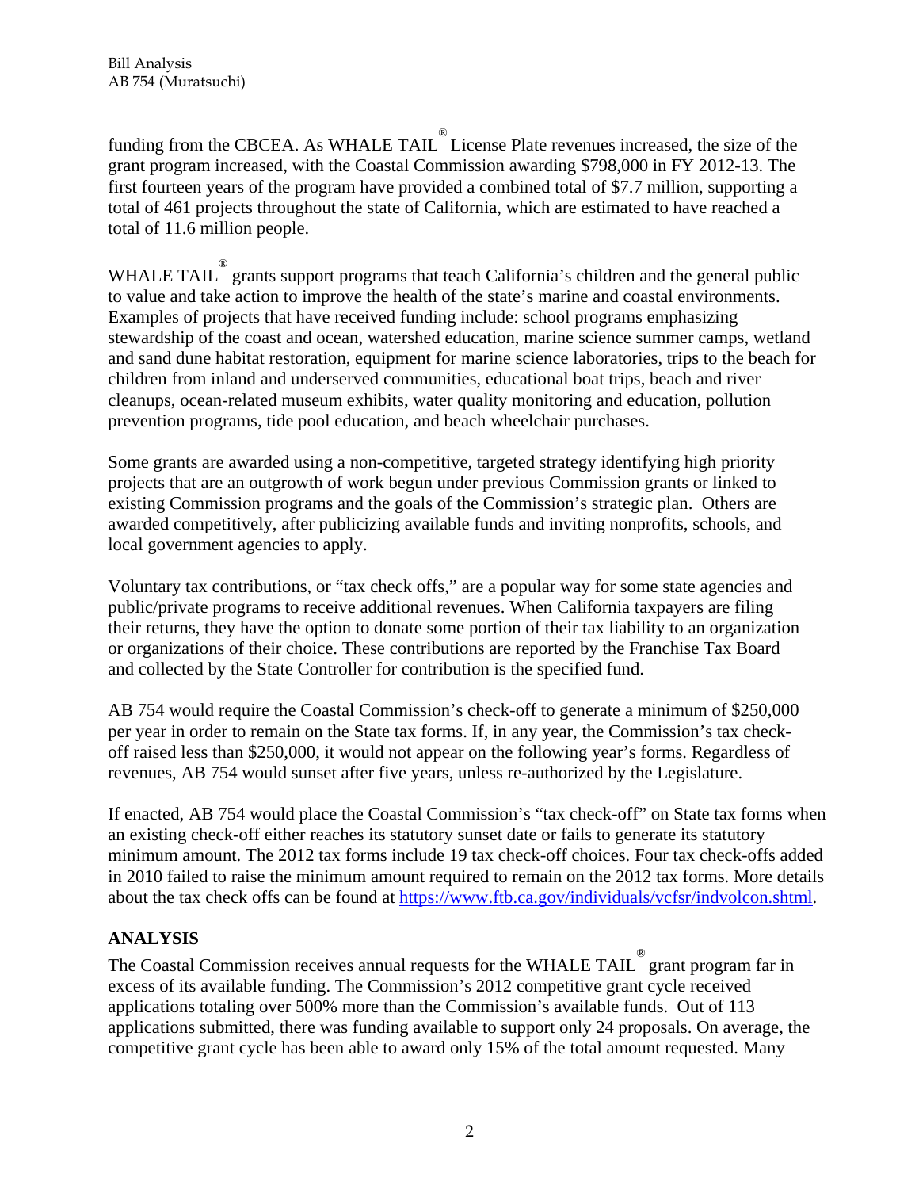funding from the CBCEA. As WHALE TAIL® License Plate revenues increased, the size of the grant program increased, with the Coastal Commission awarding $798,000 in FY 2012-13. The first fourteen years of the program have provided a combined total of $7.7 million, supporting a total of 461 projects throughout the state of California, which are estimated to have reached a total of 11.6 million people.

WHALE TAIL® grants support programs that teach California's children and the general public to value and take action to improve the health of the state's marine and coastal environments. Examples of projects that have received funding include: school programs emphasizing stewardship of the coast and ocean, watershed education, marine science summer camps, wetland and sand dune habitat restoration, equipment for marine science laboratories, trips to the beach for children from inland and underserved communities, educational boat trips, beach and river cleanups, ocean-related museum exhibits, water quality monitoring and education, pollution prevention programs, tide pool education, and beach wheelchair purchases.

Some grants are awarded using a non-competitive, targeted strategy identifying high priority projects that are an outgrowth of work begun under previous Commission grants or linked to existing Commission programs and the goals of the Commission's strategic plan. Others are awarded competitively, after publicizing available funds and inviting nonprofits, schools, and local government agencies to apply.

Voluntary tax contributions, or "tax check offs," are a popular way for some state agencies and public/private programs to receive additional revenues. When California taxpayers are filing their returns, they have the option to donate some portion of their tax liability to an organization or organizations of their choice. These contributions are reported by the Franchise Tax Board and collected by the State Controller for contribution is the specified fund.

AB 754 would require the Coastal Commission's check-off to generate a minimum of $250,000 per year in order to remain on the State tax forms. If, in any year, the Commission's tax check-off raised less than $250,000, it would not appear on the following year's forms. Regardless of revenues, AB 754 would sunset after five years, unless re-authorized by the Legislature.

If enacted, AB 754 would place the Coastal Commission's "tax check-off" on State tax forms when an existing check-off either reaches its statutory sunset date or fails to generate its statutory minimum amount. The 2012 tax forms include 19 tax check-off choices. Four tax check-offs added in 2010 failed to raise the minimum amount required to remain on the 2012 tax forms. More details about the tax check offs can be found at https://www.ftb.ca.gov/individuals/vcfsr/indvolcon.shtml.

**ANALYSIS**

The Coastal Commission receives annual requests for the WHALE TAIL® grant program far in excess of its available funding. The Commission's 2012 competitive grant cycle received applications totaling over 500% more than the Commission's available funds. Out of 113 applications submitted, there was funding available to support only 24 proposals. On average, the competitive grant cycle has been able to award only 15% of the total amount requested. Many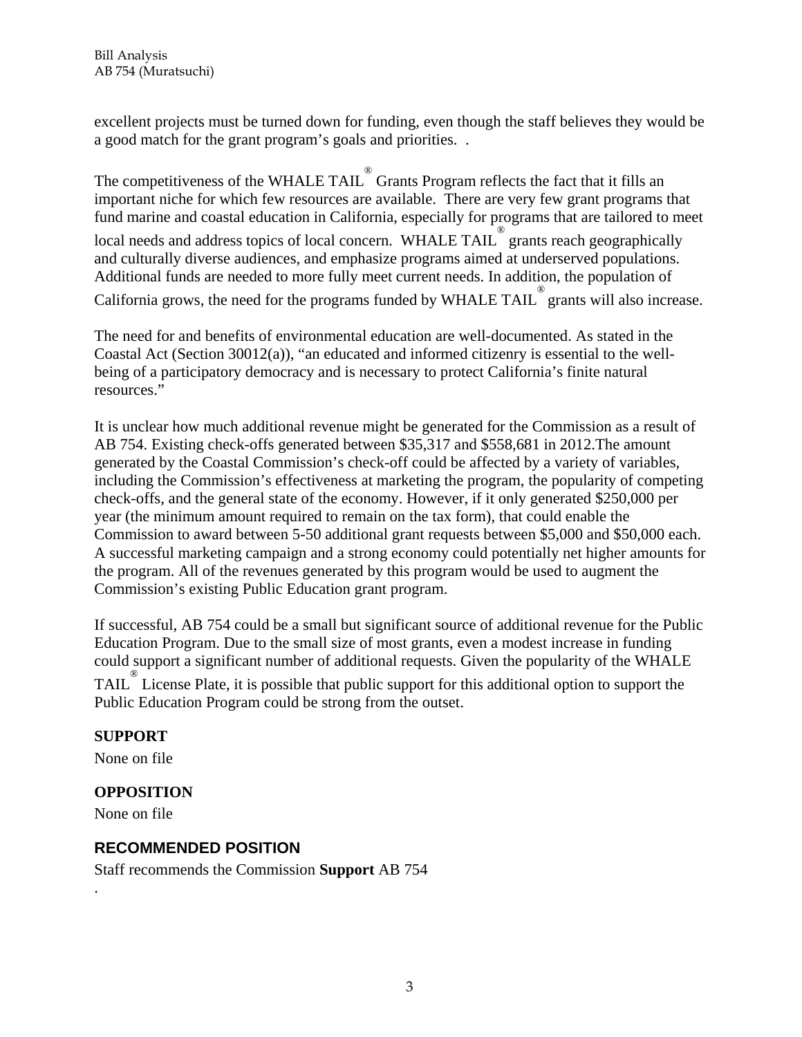excellent projects must be turned down for funding, even though the staff believes they would be a good match for the grant program's goals and priorities. .

The competitiveness of the WHALE TAIL® Grants Program reflects the fact that it fills an important niche for which few resources are available. There are very few grant programs that fund marine and coastal education in California, especially for programs that are tailored to meet local needs and address topics of local concern. WHALE TAIL® grants reach geographically and culturally diverse audiences, and emphasize programs aimed at underserved populations. Additional funds are needed to more fully meet current needs. In addition, the population of California grows, the need for the programs funded by WHALE TAIL® grants will also increase.

The need for and benefits of environmental education are well-documented. As stated in the Coastal Act (Section 30012(a)), "an educated and informed citizenry is essential to the well-being of a participatory democracy and is necessary to protect California's finite natural resources."

It is unclear how much additional revenue might be generated for the Commission as a result of AB 754. Existing check-offs generated between $35,317 and $558,681 in 2012.The amount generated by the Coastal Commission's check-off could be affected by a variety of variables, including the Commission's effectiveness at marketing the program, the popularity of competing check-offs, and the general state of the economy. However, if it only generated $250,000 per year (the minimum amount required to remain on the tax form), that could enable the Commission to award between 5-50 additional grant requests between $5,000 and $50,000 each. A successful marketing campaign and a strong economy could potentially net higher amounts for the program. All of the revenues generated by this program would be used to augment the Commission's existing Public Education grant program.

If successful, AB 754 could be a small but significant source of additional revenue for the Public Education Program. Due to the small size of most grants, even a modest increase in funding could support a significant number of additional requests. Given the popularity of the WHALE TAIL® License Plate, it is possible that public support for this additional option to support the Public Education Program could be strong from the outset.

**SUPPORT**

None on file

**OPPOSITION**

None on file

## RECOMMENDED POSITION

Staff recommends the Commission **Support** AB 754

.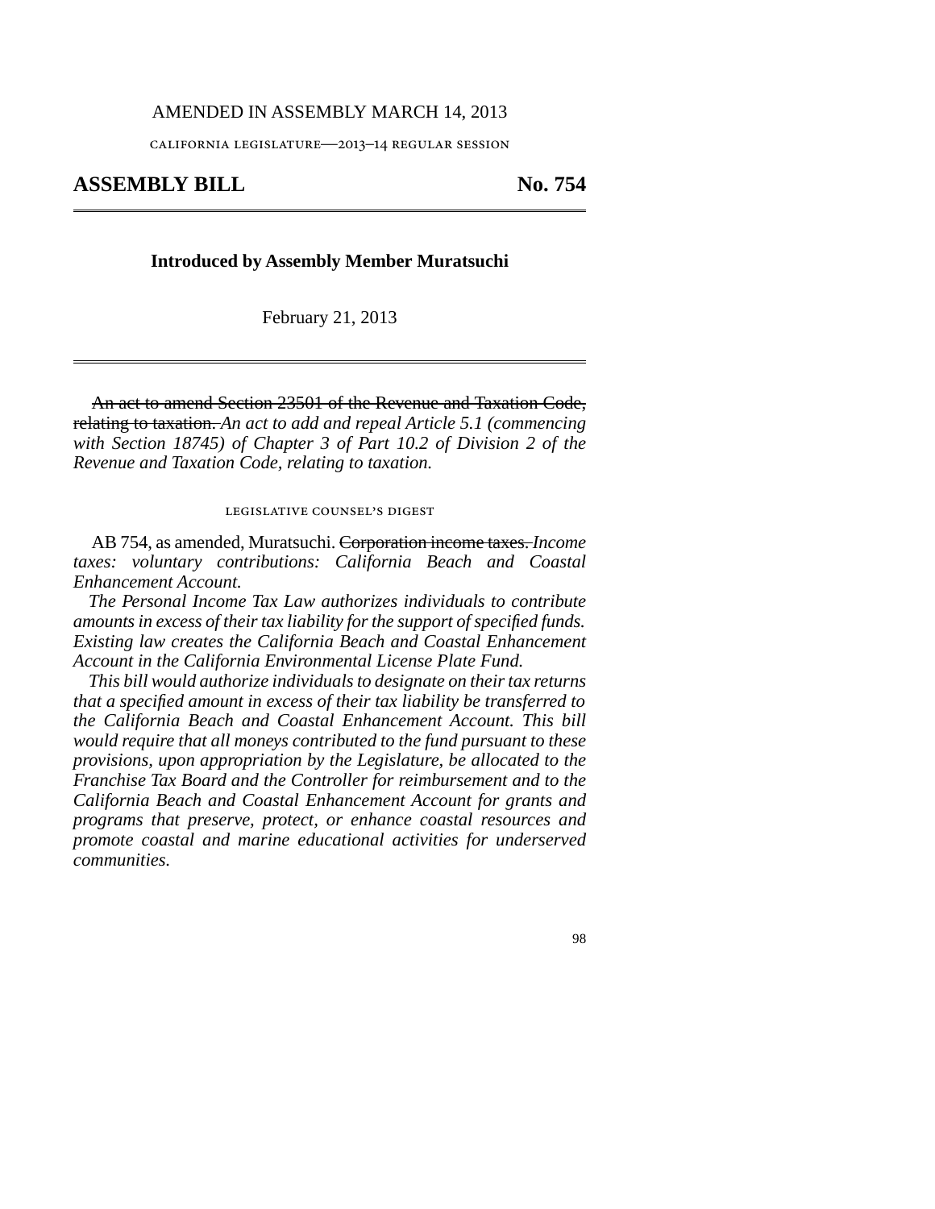AMENDED IN ASSEMBLY MARCH 14, 2013

california legislature—2013–14 regular session

# ASSEMBLY BILL No. 754

**Introduced by Assembly Member Muratsuchi**

February 21, 2013

~~An act to amend Section 23501 of the Revenue and Taxation Code, relating to taxation.~~ *An act to add and repeal Article 5.1 (commencing with Section 18745) of Chapter 3 of Part 10.2 of Division 2 of the Revenue and Taxation Code, relating to taxation.*

## legislative counsel's digest

AB 754, as amended, Muratsuchi. ~~Corporation income taxes.~~ *Income taxes: voluntary contributions: California Beach and Coastal Enhancement Account.*

*The Personal Income Tax Law authorizes individuals to contribute amounts in excess of their tax liability for the support of specified funds. Existing law creates the California Beach and Coastal Enhancement Account in the California Environmental License Plate Fund.*

*This bill would authorize individuals to designate on their tax returns that a specified amount in excess of their tax liability be transferred to the California Beach and Coastal Enhancement Account. This bill would require that all moneys contributed to the fund pursuant to these provisions, upon appropriation by the Legislature, be allocated to the Franchise Tax Board and the Controller for reimbursement and to the California Beach and Coastal Enhancement Account for grants and programs that preserve, protect, or enhance coastal resources and promote coastal and marine educational activities for underserved communities.*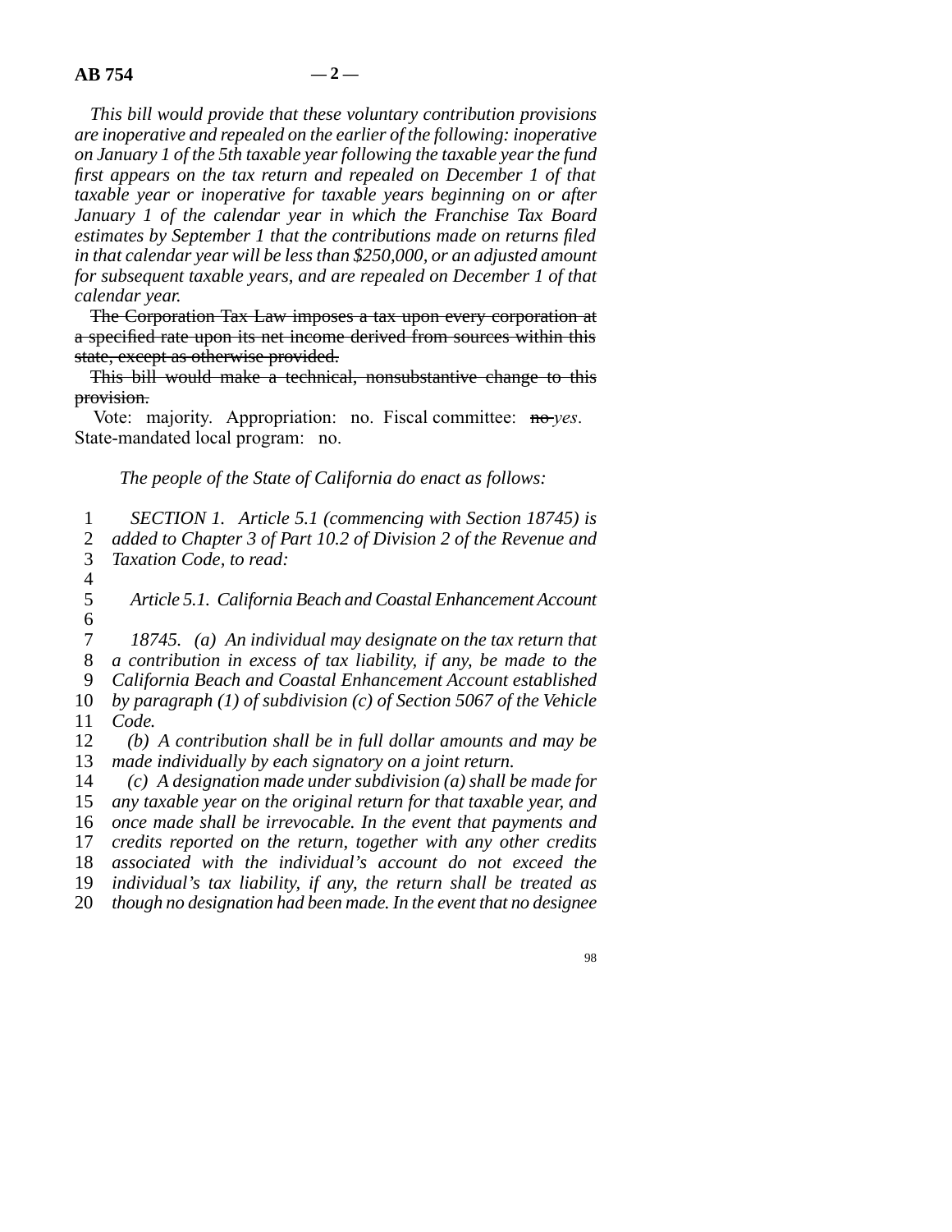*This bill would provide that these voluntary contribution provisions are inoperative and repealed on the earlier of the following: inoperative on January 1 of the 5th taxable year following the taxable year the fund first appears on the tax return and repealed on December 1 of that taxable year or inoperative for taxable years beginning on or after January 1 of the calendar year in which the Franchise Tax Board estimates by September 1 that the contributions made on returns filed in that calendar year will be less than $250,000, or an adjusted amount for subsequent taxable years, and are repealed on December 1 of that calendar year.*

~~The Corporation Tax Law imposes a tax upon every corporation at a specified rate upon its net income derived from sources within this state, except as otherwise provided.~~

~~This bill would make a technical, nonsubstantive change to this provision.~~

Vote: majority. Appropriation: no. Fiscal committee: ~~no~~ *yes*. State-mandated local program: no.

*The people of the State of California do enact as follows:*

*SECTION 1. Article 5.1 (commencing with Section 18745) is added to Chapter 3 of Part 10.2 of Division 2 of the Revenue and Taxation Code, to read:*

*Article 5.1. California Beach and Coastal Enhancement Account*

*18745. (a) An individual may designate on the tax return that a contribution in excess of tax liability, if any, be made to the California Beach and Coastal Enhancement Account established by paragraph (1) of subdivision (c) of Section 5067 of the Vehicle Code.*

*(b) A contribution shall be in full dollar amounts and may be made individually by each signatory on a joint return.*

*(c) A designation made under subdivision (a) shall be made for any taxable year on the original return for that taxable year, and once made shall be irrevocable. In the event that payments and credits reported on the return, together with any other credits associated with the individual's account do not exceed the individual's tax liability, if any, the return shall be treated as though no designation had been made. In the event that no designee*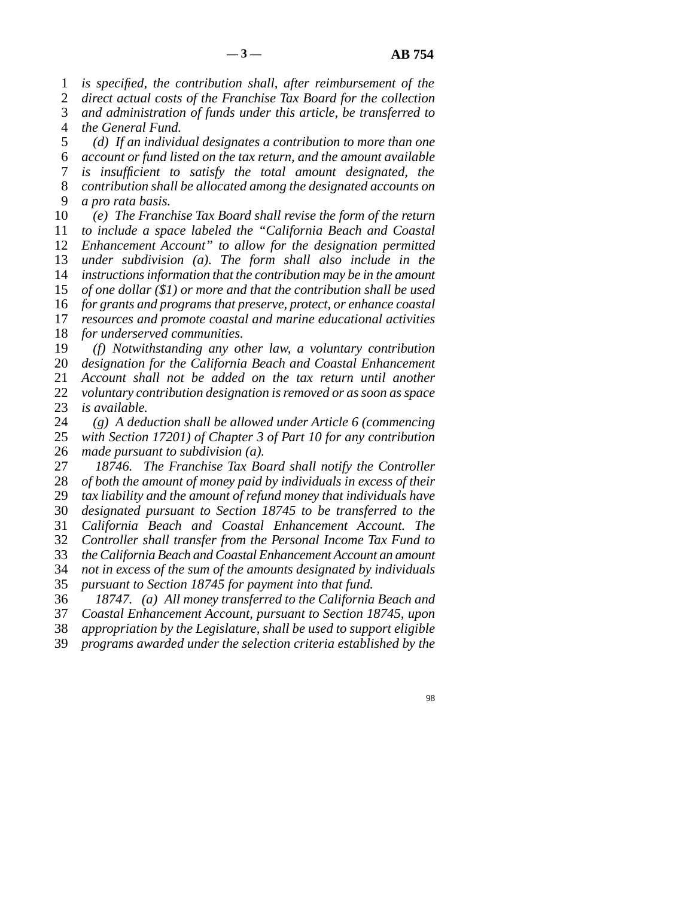*is specified, the contribution shall, after reimbursement of the direct actual costs of the Franchise Tax Board for the collection and administration of funds under this article, be transferred to the General Fund.*

*(d) If an individual designates a contribution to more than one account or fund listed on the tax return, and the amount available is insufficient to satisfy the total amount designated, the contribution shall be allocated among the designated accounts on a pro rata basis.*

*(e) The Franchise Tax Board shall revise the form of the return to include a space labeled the "California Beach and Coastal Enhancement Account" to allow for the designation permitted under subdivision (a). The form shall also include in the instructions information that the contribution may be in the amount of one dollar ($1) or more and that the contribution shall be used for grants and programs that preserve, protect, or enhance coastal resources and promote coastal and marine educational activities for underserved communities.*

*(f) Notwithstanding any other law, a voluntary contribution designation for the California Beach and Coastal Enhancement Account shall not be added on the tax return until another voluntary contribution designation is removed or as soon as space is available.*

*(g) A deduction shall be allowed under Article 6 (commencing with Section 17201) of Chapter 3 of Part 10 for any contribution made pursuant to subdivision (a).*

*18746. The Franchise Tax Board shall notify the Controller of both the amount of money paid by individuals in excess of their tax liability and the amount of refund money that individuals have designated pursuant to Section 18745 to be transferred to the California Beach and Coastal Enhancement Account. The Controller shall transfer from the Personal Income Tax Fund to the California Beach and Coastal Enhancement Account an amount not in excess of the sum of the amounts designated by individuals pursuant to Section 18745 for payment into that fund.*

*18747. (a) All money transferred to the California Beach and Coastal Enhancement Account, pursuant to Section 18745, upon appropriation by the Legislature, shall be used to support eligible programs awarded under the selection criteria established by the*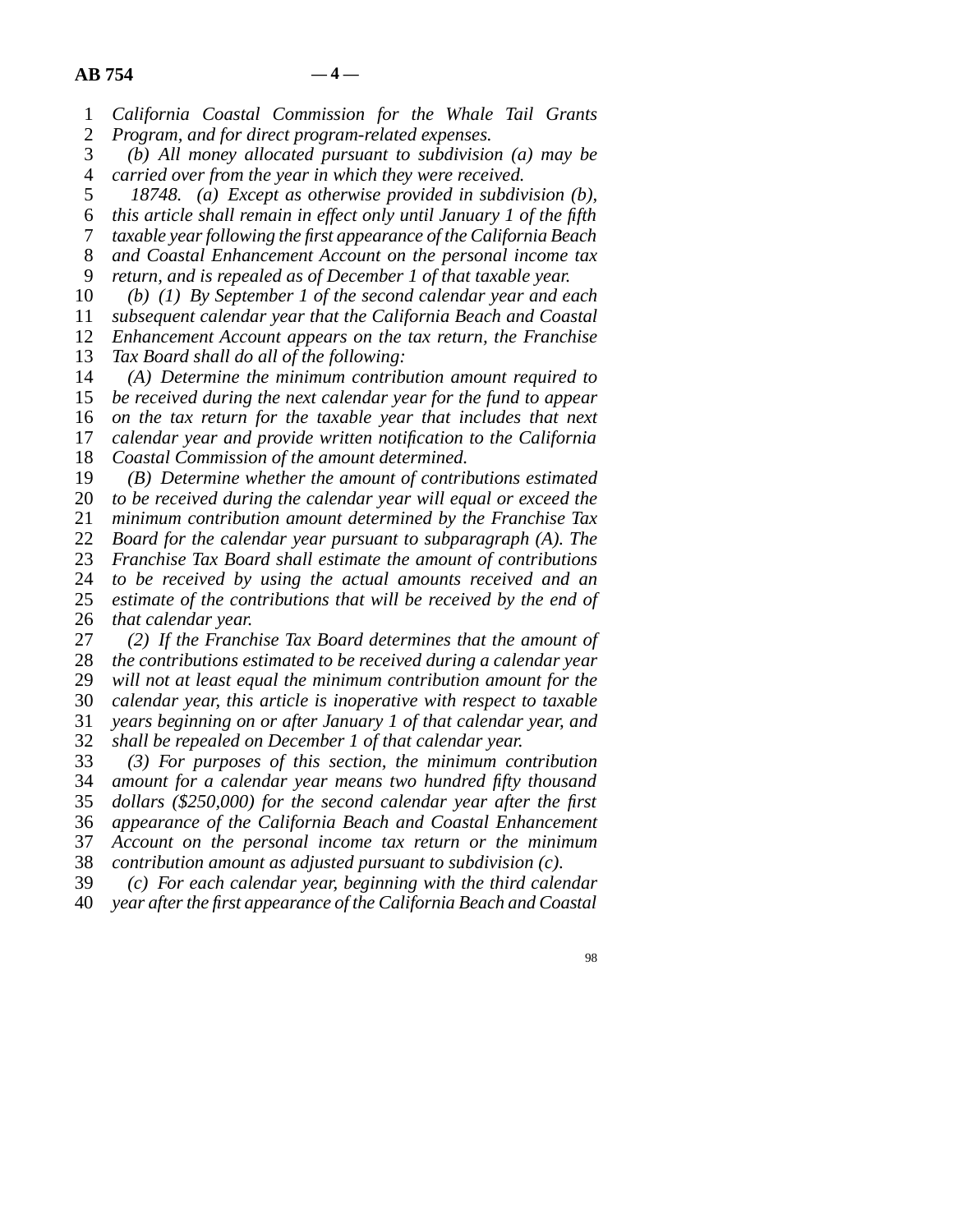*California Coastal Commission for the Whale Tail Grants Program, and for direct program-related expenses.*

*(b) All money allocated pursuant to subdivision (a) may be carried over from the year in which they were received.*

*18748. (a) Except as otherwise provided in subdivision (b), this article shall remain in effect only until January 1 of the fifth taxable year following the first appearance of the California Beach and Coastal Enhancement Account on the personal income tax return, and is repealed as of December 1 of that taxable year.*

*(b) (1) By September 1 of the second calendar year and each subsequent calendar year that the California Beach and Coastal Enhancement Account appears on the tax return, the Franchise Tax Board shall do all of the following:*

*(A) Determine the minimum contribution amount required to be received during the next calendar year for the fund to appear on the tax return for the taxable year that includes that next calendar year and provide written notification to the California Coastal Commission of the amount determined.*

*(B) Determine whether the amount of contributions estimated to be received during the calendar year will equal or exceed the minimum contribution amount determined by the Franchise Tax Board for the calendar year pursuant to subparagraph (A). The Franchise Tax Board shall estimate the amount of contributions to be received by using the actual amounts received and an estimate of the contributions that will be received by the end of that calendar year.*

*(2) If the Franchise Tax Board determines that the amount of the contributions estimated to be received during a calendar year will not at least equal the minimum contribution amount for the calendar year, this article is inoperative with respect to taxable years beginning on or after January 1 of that calendar year, and shall be repealed on December 1 of that calendar year.*

*(3) For purposes of this section, the minimum contribution amount for a calendar year means two hundred fifty thousand dollars ($250,000) for the second calendar year after the first appearance of the California Beach and Coastal Enhancement Account on the personal income tax return or the minimum contribution amount as adjusted pursuant to subdivision (c).*

*(c) For each calendar year, beginning with the third calendar year after the first appearance of the California Beach and Coastal*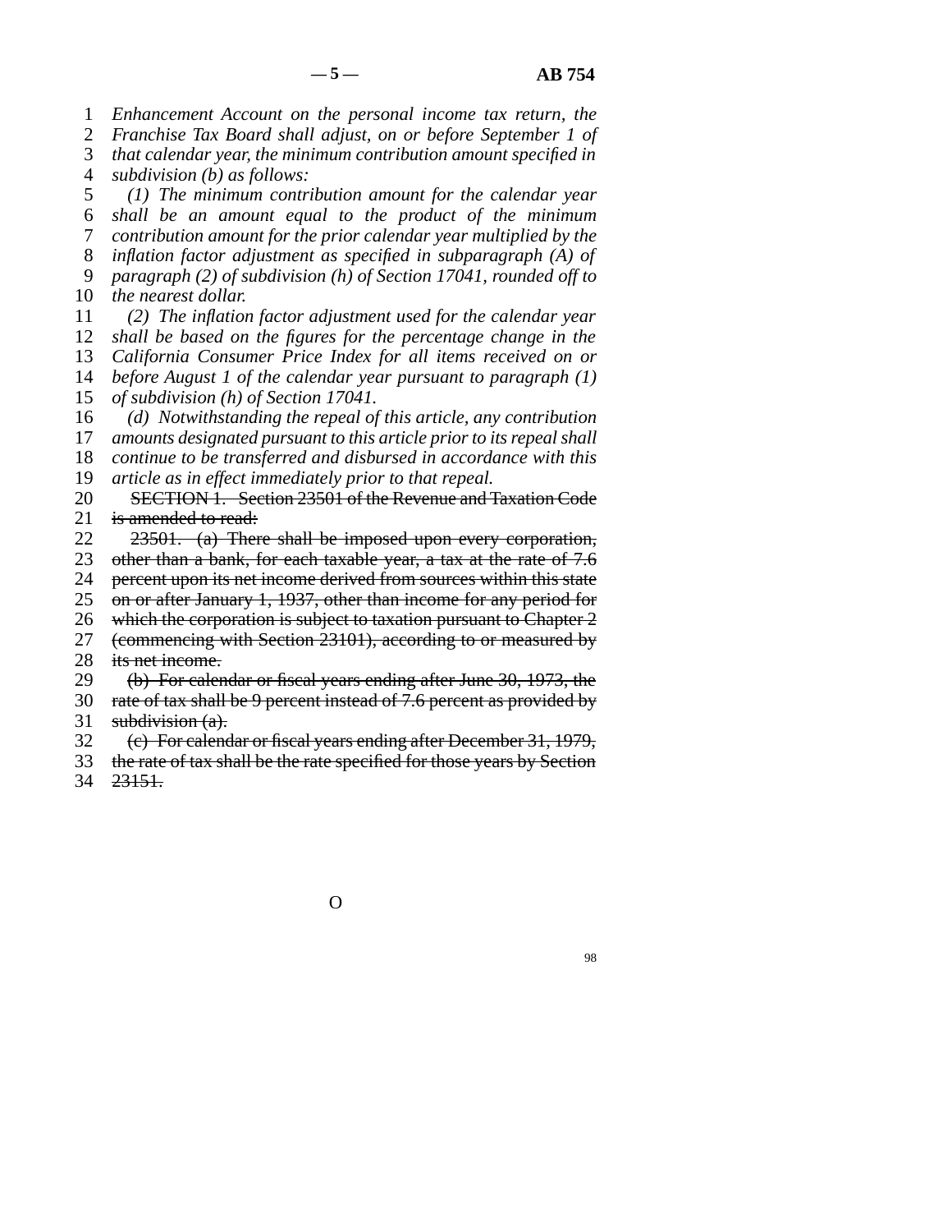*Enhancement Account on the personal income tax return, the Franchise Tax Board shall adjust, on or before September 1 of that calendar year, the minimum contribution amount specified in subdivision (b) as follows:*

*(1) The minimum contribution amount for the calendar year shall be an amount equal to the product of the minimum contribution amount for the prior calendar year multiplied by the inflation factor adjustment as specified in subparagraph (A) of paragraph (2) of subdivision (h) of Section 17041, rounded off to the nearest dollar.*

*(2) The inflation factor adjustment used for the calendar year shall be based on the figures for the percentage change in the California Consumer Price Index for all items received on or before August 1 of the calendar year pursuant to paragraph (1) of subdivision (h) of Section 17041.*

*(d) Notwithstanding the repeal of this article, any contribution amounts designated pursuant to this article prior to its repeal shall continue to be transferred and disbursed in accordance with this article as in effect immediately prior to that repeal.*

~~SECTION 1. Section 23501 of the Revenue and Taxation Code is amended to read:~~

~~23501. (a) There shall be imposed upon every corporation, other than a bank, for each taxable year, a tax at the rate of 7.6 percent upon its net income derived from sources within this state on or after January 1, 1937, other than income for any period for which the corporation is subject to taxation pursuant to Chapter 2 (commencing with Section 23101), according to or measured by its net income.~~

~~(b) For calendar or fiscal years ending after June 30, 1973, the rate of tax shall be 9 percent instead of 7.6 percent as provided by subdivision (a).~~

~~(c) For calendar or fiscal years ending after December 31, 1979, the rate of tax shall be the rate specified for those years by Section 23151.~~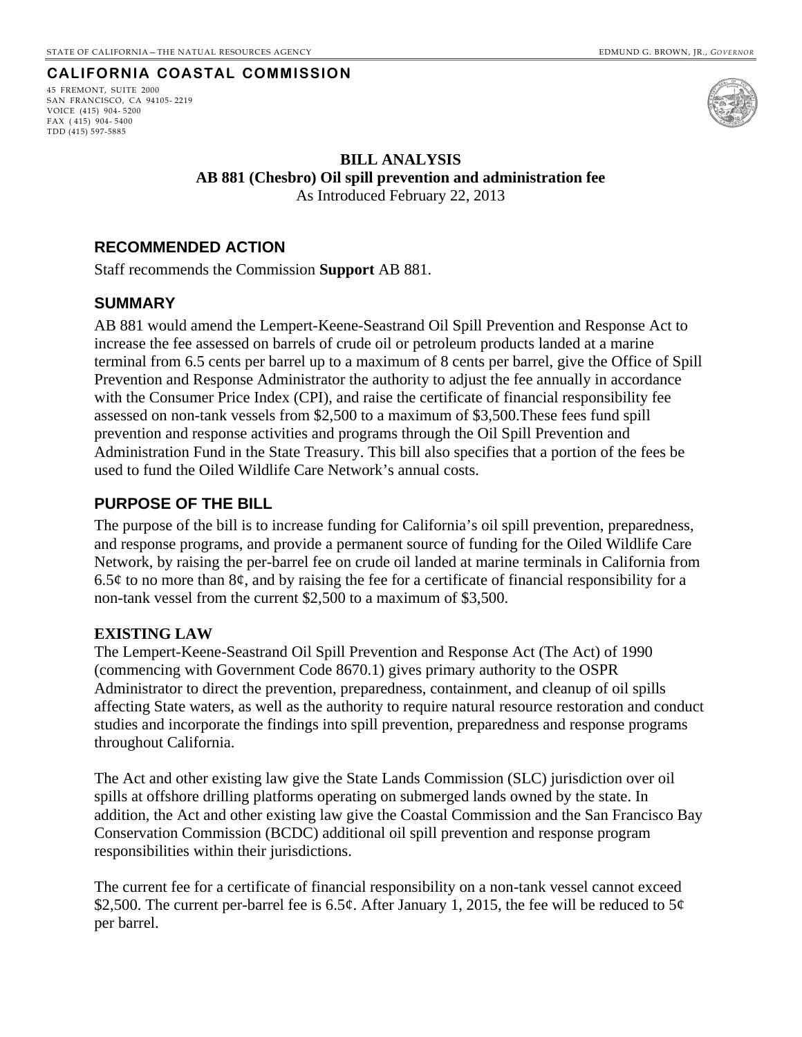STATE OF CALIFORNIA – THE NATURAL RESOURCES AGENCY

EDMUND G. BROWN, JR., *GOVERNOR*

**CALIFORNIA COASTAL COMMISSION**

45 FREMONT, SUITE 2000
SAN FRANCISCO, CA 94105- 2219
VOICE (415) 904- 5200
FAX ( 415) 904- 5400
TDD (415) 597-5885

**BILL ANALYSIS**
**AB 881 (Chesbro) Oil spill prevention and administration fee**
As Introduced February 22, 2013

## RECOMMENDED ACTION

Staff recommends the Commission **Support** AB 881.

## SUMMARY

AB 881 would amend the Lempert-Keene-Seastrand Oil Spill Prevention and Response Act to increase the fee assessed on barrels of crude oil or petroleum products landed at a marine terminal from 6.5 cents per barrel up to a maximum of 8 cents per barrel, give the Office of Spill Prevention and Response Administrator the authority to adjust the fee annually in accordance with the Consumer Price Index (CPI), and raise the certificate of financial responsibility fee assessed on non-tank vessels from $2,500 to a maximum of $3,500.These fees fund spill prevention and response activities and programs through the Oil Spill Prevention and Administration Fund in the State Treasury. This bill also specifies that a portion of the fees be used to fund the Oiled Wildlife Care Network's annual costs.

## PURPOSE OF THE BILL

The purpose of the bill is to increase funding for California's oil spill prevention, preparedness, and response programs, and provide a permanent source of funding for the Oiled Wildlife Care Network, by raising the per-barrel fee on crude oil landed at marine terminals in California from 6.5¢ to no more than 8¢, and by raising the fee for a certificate of financial responsibility for a non-tank vessel from the current $2,500 to a maximum of $3,500.

### EXISTING LAW

The Lempert-Keene-Seastrand Oil Spill Prevention and Response Act (The Act) of 1990 (commencing with Government Code 8670.1) gives primary authority to the OSPR Administrator to direct the prevention, preparedness, containment, and cleanup of oil spills affecting State waters, as well as the authority to require natural resource restoration and conduct studies and incorporate the findings into spill prevention, preparedness and response programs throughout California.

The Act and other existing law give the State Lands Commission (SLC) jurisdiction over oil spills at offshore drilling platforms operating on submerged lands owned by the state. In addition, the Act and other existing law give the Coastal Commission and the San Francisco Bay Conservation Commission (BCDC) additional oil spill prevention and response program responsibilities within their jurisdictions.

The current fee for a certificate of financial responsibility on a non-tank vessel cannot exceed $2,500. The current per-barrel fee is 6.5¢. After January 1, 2015, the fee will be reduced to 5¢ per barrel.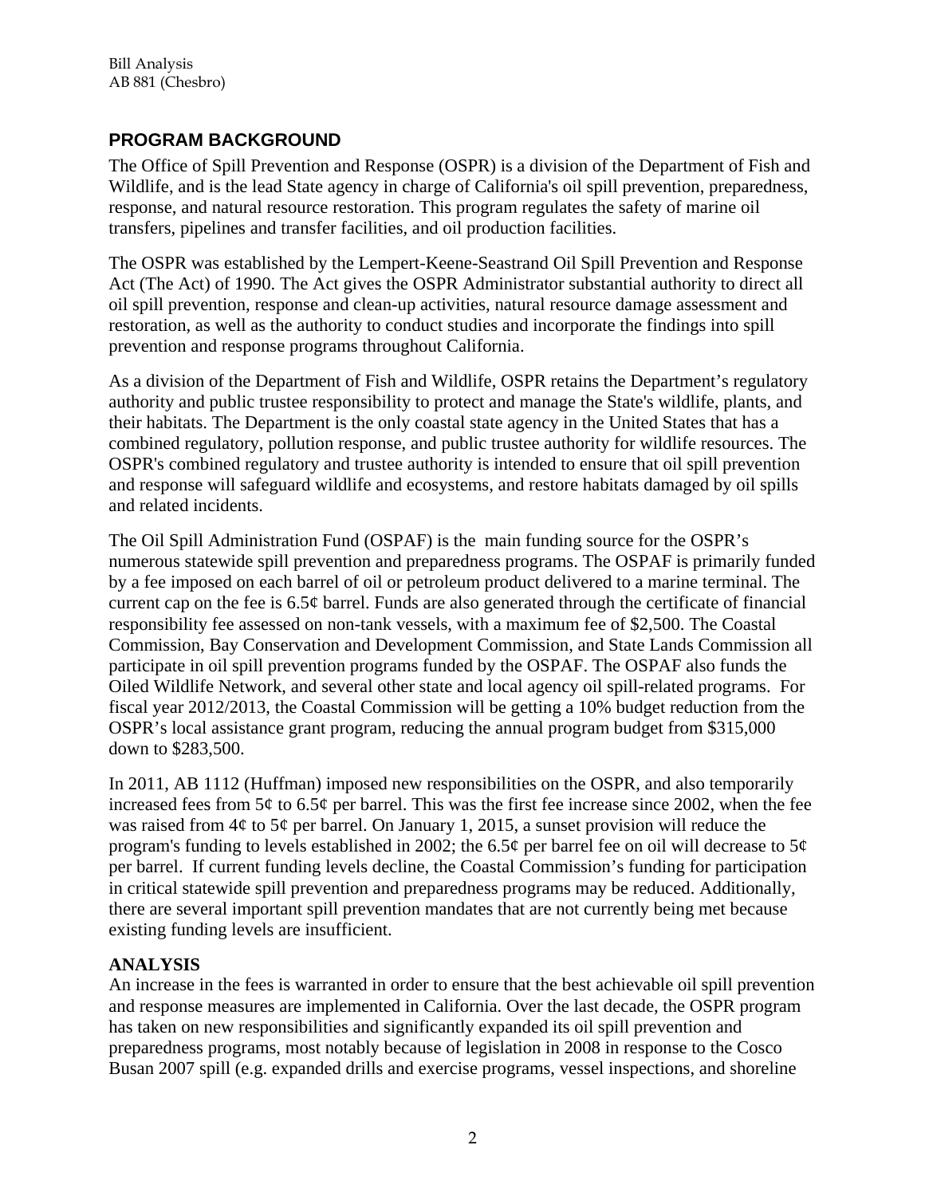## PROGRAM BACKGROUND

The Office of Spill Prevention and Response (OSPR) is a division of the Department of Fish and Wildlife, and is the lead State agency in charge of California's oil spill prevention, preparedness, response, and natural resource restoration. This program regulates the safety of marine oil transfers, pipelines and transfer facilities, and oil production facilities.

The OSPR was established by the Lempert-Keene-Seastrand Oil Spill Prevention and Response Act (The Act) of 1990. The Act gives the OSPR Administrator substantial authority to direct all oil spill prevention, response and clean-up activities, natural resource damage assessment and restoration, as well as the authority to conduct studies and incorporate the findings into spill prevention and response programs throughout California.

As a division of the Department of Fish and Wildlife, OSPR retains the Department's regulatory authority and public trustee responsibility to protect and manage the State's wildlife, plants, and their habitats. The Department is the only coastal state agency in the United States that has a combined regulatory, pollution response, and public trustee authority for wildlife resources. The OSPR's combined regulatory and trustee authority is intended to ensure that oil spill prevention and response will safeguard wildlife and ecosystems, and restore habitats damaged by oil spills and related incidents.

The Oil Spill Administration Fund (OSPAF) is the main funding source for the OSPR's numerous statewide spill prevention and preparedness programs. The OSPAF is primarily funded by a fee imposed on each barrel of oil or petroleum product delivered to a marine terminal. The current cap on the fee is 6.5¢ barrel. Funds are also generated through the certificate of financial responsibility fee assessed on non-tank vessels, with a maximum fee of $2,500. The Coastal Commission, Bay Conservation and Development Commission, and State Lands Commission all participate in oil spill prevention programs funded by the OSPAF. The OSPAF also funds the Oiled Wildlife Network, and several other state and local agency oil spill-related programs. For fiscal year 2012/2013, the Coastal Commission will be getting a 10% budget reduction from the OSPR's local assistance grant program, reducing the annual program budget from $315,000 down to $283,500.

In 2011, AB 1112 (Huffman) imposed new responsibilities on the OSPR, and also temporarily increased fees from 5¢ to 6.5¢ per barrel. This was the first fee increase since 2002, when the fee was raised from 4¢ to 5¢ per barrel. On January 1, 2015, a sunset provision will reduce the program's funding to levels established in 2002; the 6.5¢ per barrel fee on oil will decrease to 5¢ per barrel. If current funding levels decline, the Coastal Commission's funding for participation in critical statewide spill prevention and preparedness programs may be reduced. Additionally, there are several important spill prevention mandates that are not currently being met because existing funding levels are insufficient.

## ANALYSIS

An increase in the fees is warranted in order to ensure that the best achievable oil spill prevention and response measures are implemented in California. Over the last decade, the OSPR program has taken on new responsibilities and significantly expanded its oil spill prevention and preparedness programs, most notably because of legislation in 2008 in response to the Cosco Busan 2007 spill (e.g. expanded drills and exercise programs, vessel inspections, and shoreline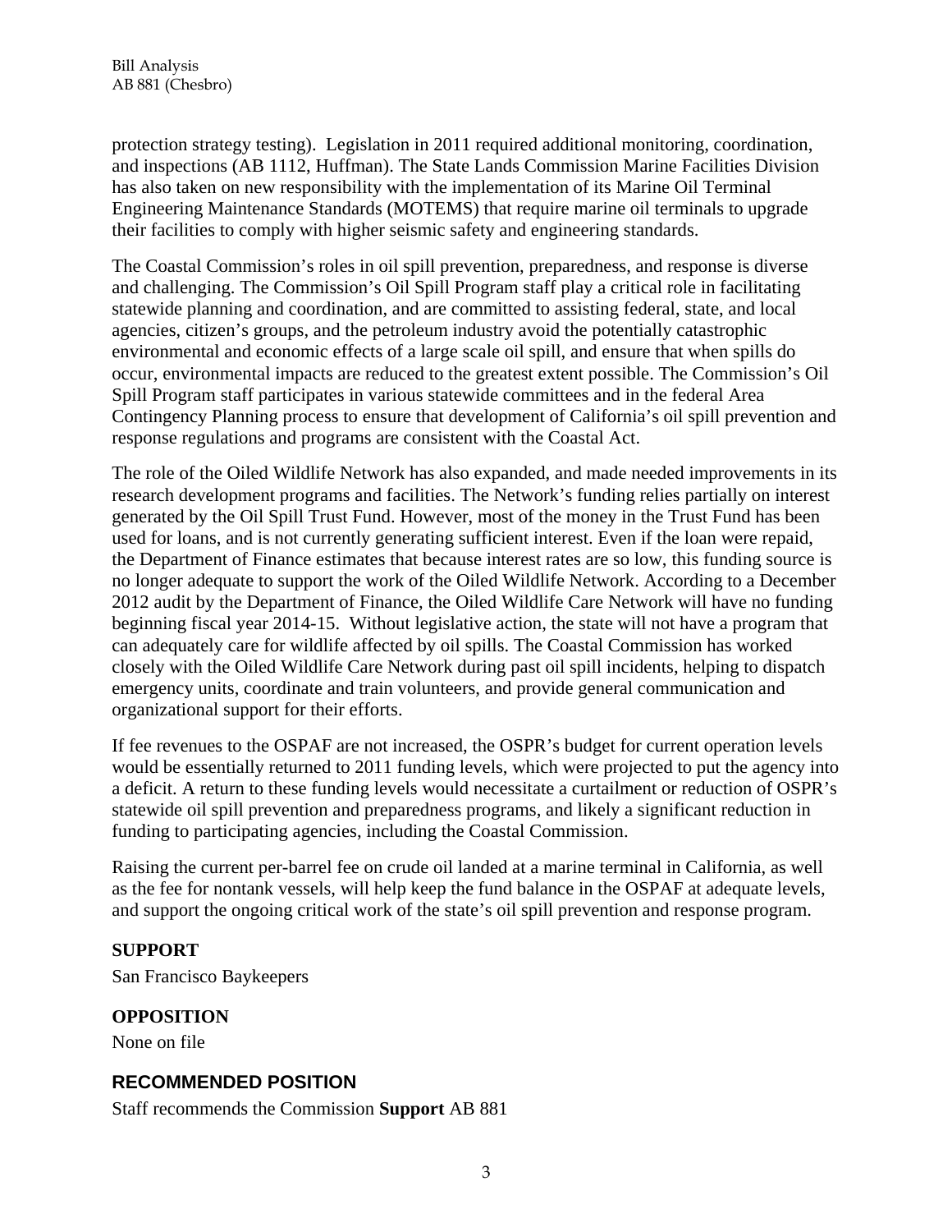protection strategy testing). Legislation in 2011 required additional monitoring, coordination, and inspections (AB 1112, Huffman). The State Lands Commission Marine Facilities Division has also taken on new responsibility with the implementation of its Marine Oil Terminal Engineering Maintenance Standards (MOTEMS) that require marine oil terminals to upgrade their facilities to comply with higher seismic safety and engineering standards.

The Coastal Commission's roles in oil spill prevention, preparedness, and response is diverse and challenging. The Commission's Oil Spill Program staff play a critical role in facilitating statewide planning and coordination, and are committed to assisting federal, state, and local agencies, citizen's groups, and the petroleum industry avoid the potentially catastrophic environmental and economic effects of a large scale oil spill, and ensure that when spills do occur, environmental impacts are reduced to the greatest extent possible. The Commission's Oil Spill Program staff participates in various statewide committees and in the federal Area Contingency Planning process to ensure that development of California's oil spill prevention and response regulations and programs are consistent with the Coastal Act.

The role of the Oiled Wildlife Network has also expanded, and made needed improvements in its research development programs and facilities. The Network's funding relies partially on interest generated by the Oil Spill Trust Fund. However, most of the money in the Trust Fund has been used for loans, and is not currently generating sufficient interest. Even if the loan were repaid, the Department of Finance estimates that because interest rates are so low, this funding source is no longer adequate to support the work of the Oiled Wildlife Network. According to a December 2012 audit by the Department of Finance, the Oiled Wildlife Care Network will have no funding beginning fiscal year 2014-15. Without legislative action, the state will not have a program that can adequately care for wildlife affected by oil spills. The Coastal Commission has worked closely with the Oiled Wildlife Care Network during past oil spill incidents, helping to dispatch emergency units, coordinate and train volunteers, and provide general communication and organizational support for their efforts.

If fee revenues to the OSPAF are not increased, the OSPR's budget for current operation levels would be essentially returned to 2011 funding levels, which were projected to put the agency into a deficit. A return to these funding levels would necessitate a curtailment or reduction of OSPR's statewide oil spill prevention and preparedness programs, and likely a significant reduction in funding to participating agencies, including the Coastal Commission.

Raising the current per-barrel fee on crude oil landed at a marine terminal in California, as well as the fee for nontank vessels, will help keep the fund balance in the OSPAF at adequate levels, and support the ongoing critical work of the state's oil spill prevention and response program.

**SUPPORT**

San Francisco Baykeepers

**OPPOSITION**

None on file

## RECOMMENDED POSITION

Staff recommends the Commission **Support** AB 881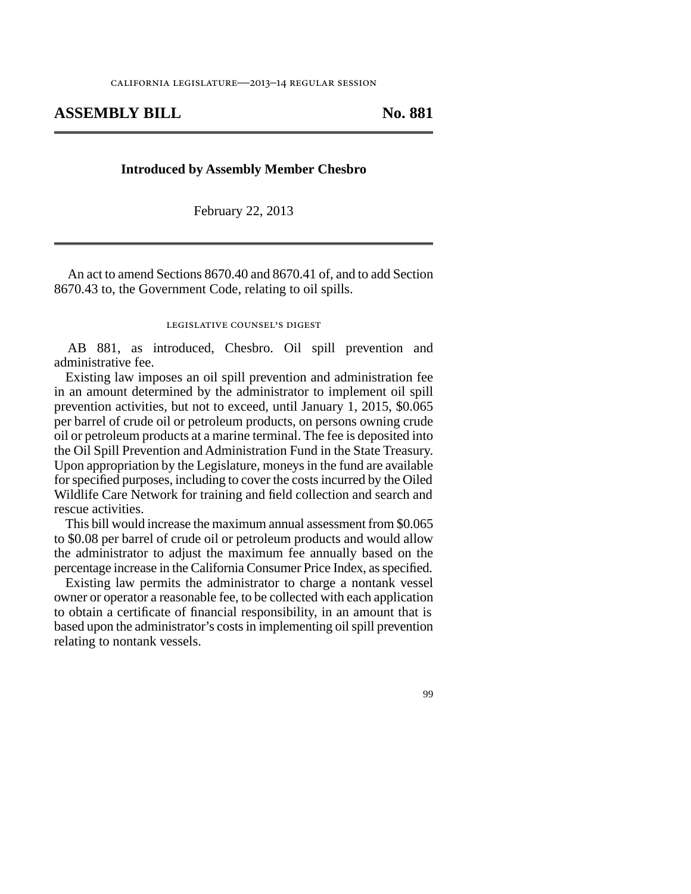california legislature—2013–14 regular session

## ASSEMBLY BILL No. 881

**Introduced by Assembly Member Chesbro**

February 22, 2013

An act to amend Sections 8670.40 and 8670.41 of, and to add Section 8670.43 to, the Government Code, relating to oil spills.

legislative counsel's digest

AB 881, as introduced, Chesbro. Oil spill prevention and administrative fee.

Existing law imposes an oil spill prevention and administration fee in an amount determined by the administrator to implement oil spill prevention activities, but not to exceed, until January 1, 2015, $0.065 per barrel of crude oil or petroleum products, on persons owning crude oil or petroleum products at a marine terminal. The fee is deposited into the Oil Spill Prevention and Administration Fund in the State Treasury. Upon appropriation by the Legislature, moneys in the fund are available for specified purposes, including to cover the costs incurred by the Oiled Wildlife Care Network for training and field collection and search and rescue activities.

This bill would increase the maximum annual assessment from $0.065 to $0.08 per barrel of crude oil or petroleum products and would allow the administrator to adjust the maximum fee annually based on the percentage increase in the California Consumer Price Index, as specified.

Existing law permits the administrator to charge a nontank vessel owner or operator a reasonable fee, to be collected with each application to obtain a certificate of financial responsibility, in an amount that is based upon the administrator's costs in implementing oil spill prevention relating to nontank vessels.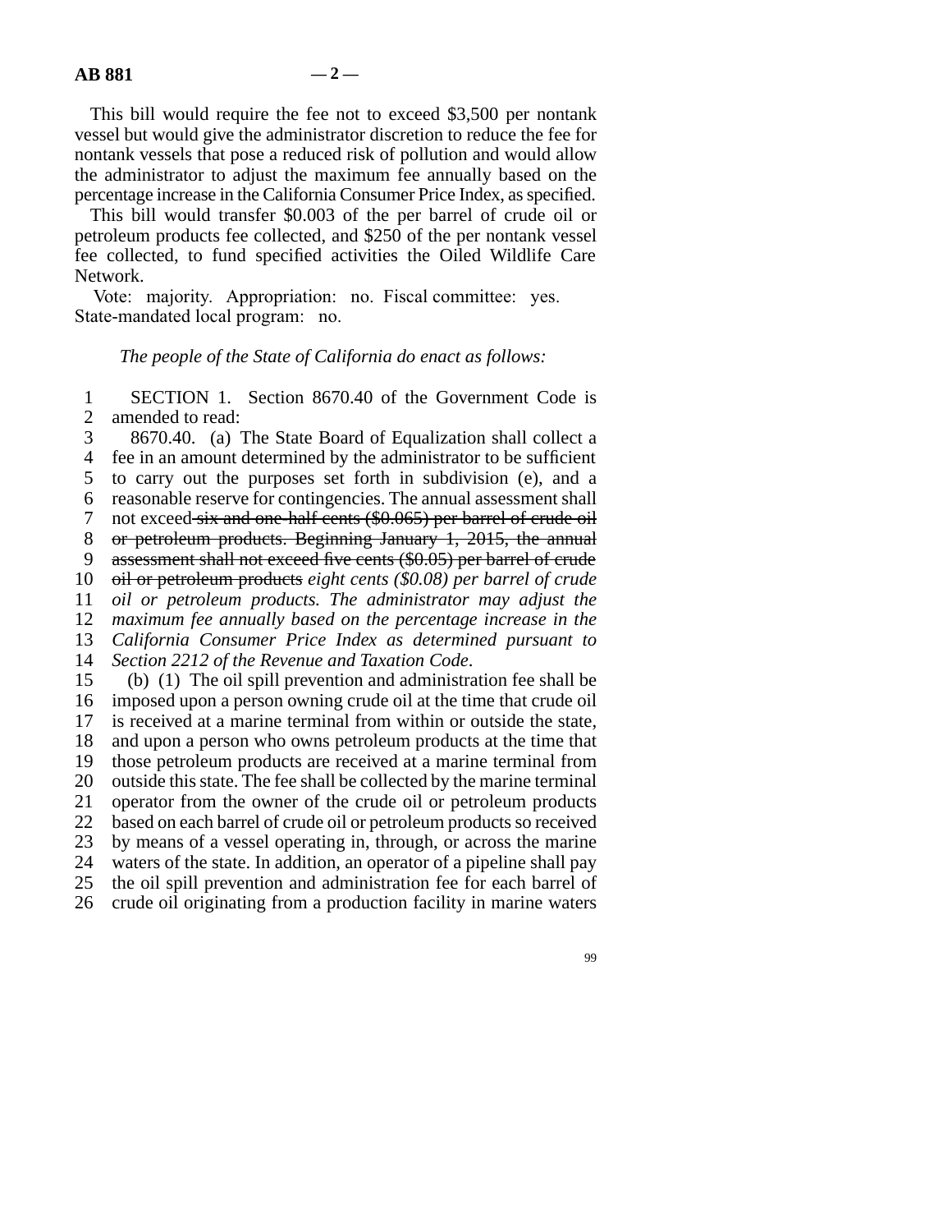This bill would require the fee not to exceed $3,500 per nontank vessel but would give the administrator discretion to reduce the fee for nontank vessels that pose a reduced risk of pollution and would allow the administrator to adjust the maximum fee annually based on the percentage increase in the California Consumer Price Index, as specified.

This bill would transfer $0.003 of the per barrel of crude oil or petroleum products fee collected, and $250 of the per nontank vessel fee collected, to fund specified activities the Oiled Wildlife Care Network.

Vote: majority. Appropriation: no. Fiscal committee: yes. State-mandated local program: no.

*The people of the State of California do enact as follows:*

SECTION 1. Section 8670.40 of the Government Code is amended to read:

8670.40. (a) The State Board of Equalization shall collect a fee in an amount determined by the administrator to be sufficient to carry out the purposes set forth in subdivision (e), and a reasonable reserve for contingencies. The annual assessment shall not exceed ~~six and one-half cents ($0.065) per barrel of crude oil or petroleum products. Beginning January 1, 2015, the annual assessment shall not exceed five cents ($0.05) per barrel of crude oil or petroleum products~~ *eight cents ($0.08) per barrel of crude oil or petroleum products. The administrator may adjust the maximum fee annually based on the percentage increase in the California Consumer Price Index as determined pursuant to Section 2212 of the Revenue and Taxation Code*.

(b) (1) The oil spill prevention and administration fee shall be imposed upon a person owning crude oil at the time that crude oil is received at a marine terminal from within or outside the state, and upon a person who owns petroleum products at the time that those petroleum products are received at a marine terminal from outside this state. The fee shall be collected by the marine terminal operator from the owner of the crude oil or petroleum products based on each barrel of crude oil or petroleum products so received by means of a vessel operating in, through, or across the marine waters of the state. In addition, an operator of a pipeline shall pay the oil spill prevention and administration fee for each barrel of crude oil originating from a production facility in marine waters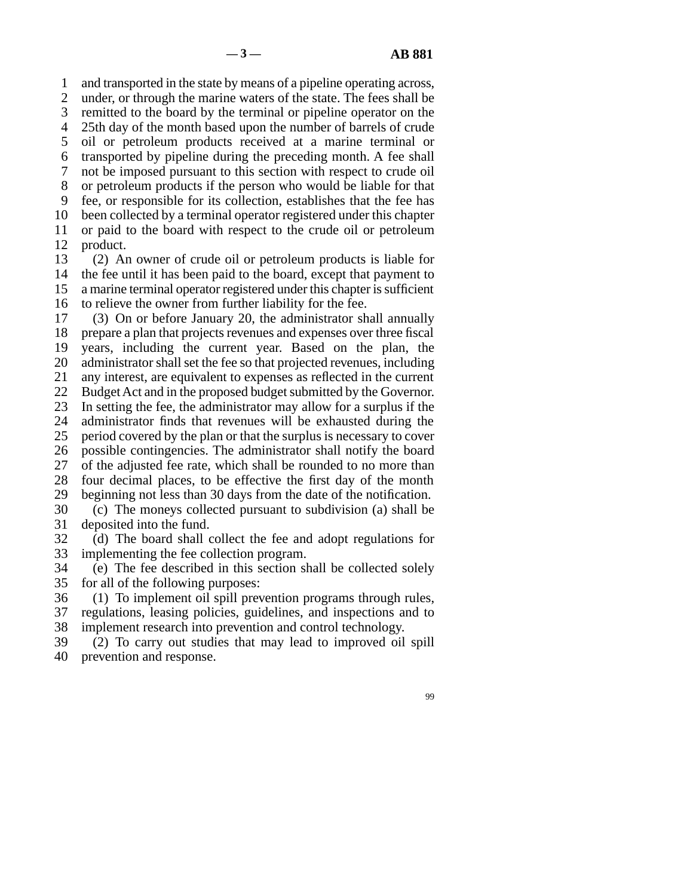and transported in the state by means of a pipeline operating across, under, or through the marine waters of the state. The fees shall be remitted to the board by the terminal or pipeline operator on the 25th day of the month based upon the number of barrels of crude oil or petroleum products received at a marine terminal or transported by pipeline during the preceding month. A fee shall not be imposed pursuant to this section with respect to crude oil or petroleum products if the person who would be liable for that fee, or responsible for its collection, establishes that the fee has been collected by a terminal operator registered under this chapter or paid to the board with respect to the crude oil or petroleum product.

(2) An owner of crude oil or petroleum products is liable for the fee until it has been paid to the board, except that payment to a marine terminal operator registered under this chapter is sufficient to relieve the owner from further liability for the fee.

(3) On or before January 20, the administrator shall annually prepare a plan that projects revenues and expenses over three fiscal years, including the current year. Based on the plan, the administrator shall set the fee so that projected revenues, including any interest, are equivalent to expenses as reflected in the current Budget Act and in the proposed budget submitted by the Governor. In setting the fee, the administrator may allow for a surplus if the administrator finds that revenues will be exhausted during the period covered by the plan or that the surplus is necessary to cover possible contingencies. The administrator shall notify the board of the adjusted fee rate, which shall be rounded to no more than four decimal places, to be effective the first day of the month beginning not less than 30 days from the date of the notification.

(c) The moneys collected pursuant to subdivision (a) shall be deposited into the fund.

(d) The board shall collect the fee and adopt regulations for implementing the fee collection program.

(e) The fee described in this section shall be collected solely for all of the following purposes:

(1) To implement oil spill prevention programs through rules, regulations, leasing policies, guidelines, and inspections and to implement research into prevention and control technology.

(2) To carry out studies that may lead to improved oil spill prevention and response.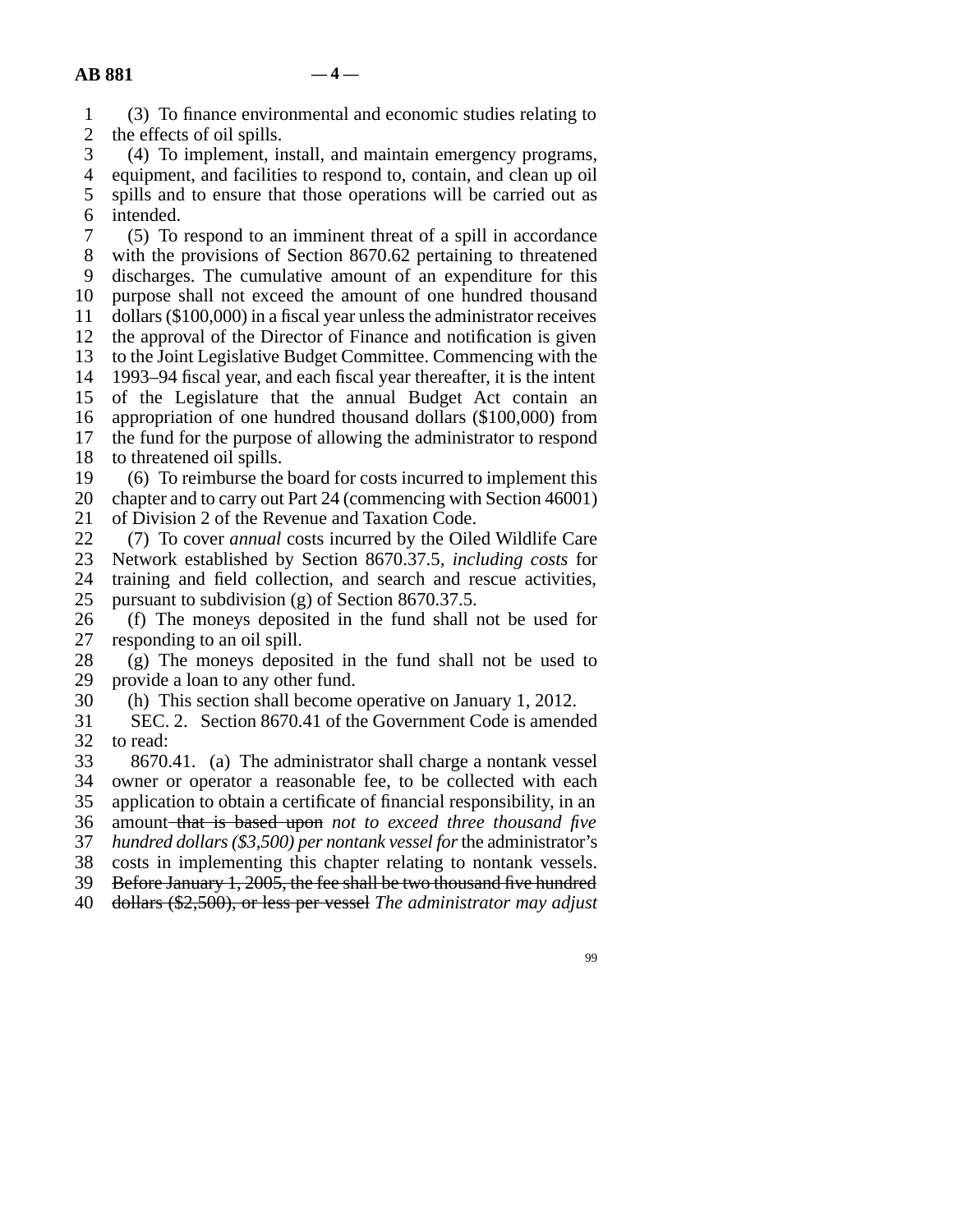(3) To finance environmental and economic studies relating to the effects of oil spills.

(4) To implement, install, and maintain emergency programs, equipment, and facilities to respond to, contain, and clean up oil spills and to ensure that those operations will be carried out as intended.

(5) To respond to an imminent threat of a spill in accordance with the provisions of Section 8670.62 pertaining to threatened discharges. The cumulative amount of an expenditure for this purpose shall not exceed the amount of one hundred thousand dollars ($100,000) in a fiscal year unless the administrator receives the approval of the Director of Finance and notification is given to the Joint Legislative Budget Committee. Commencing with the 1993–94 fiscal year, and each fiscal year thereafter, it is the intent of the Legislature that the annual Budget Act contain an appropriation of one hundred thousand dollars ($100,000) from the fund for the purpose of allowing the administrator to respond to threatened oil spills.

(6) To reimburse the board for costs incurred to implement this chapter and to carry out Part 24 (commencing with Section 46001) of Division 2 of the Revenue and Taxation Code.

(7) To cover *annual* costs incurred by the Oiled Wildlife Care Network established by Section 8670.37.5, *including costs* for training and field collection, and search and rescue activities, pursuant to subdivision (g) of Section 8670.37.5.

(f) The moneys deposited in the fund shall not be used for responding to an oil spill.

(g) The moneys deposited in the fund shall not be used to provide a loan to any other fund.

(h) This section shall become operative on January 1, 2012.

SEC. 2. Section 8670.41 of the Government Code is amended to read:

8670.41. (a) The administrator shall charge a nontank vessel owner or operator a reasonable fee, to be collected with each application to obtain a certificate of financial responsibility, in an amount ~~that is based upon~~ *not to exceed three thousand five hundred dollars ($3,500) per nontank vessel for* the administrator's costs in implementing this chapter relating to nontank vessels. ~~Before January 1, 2005, the fee shall be two thousand five hundred dollars ($2,500), or less per vessel~~ *The administrator may adjust*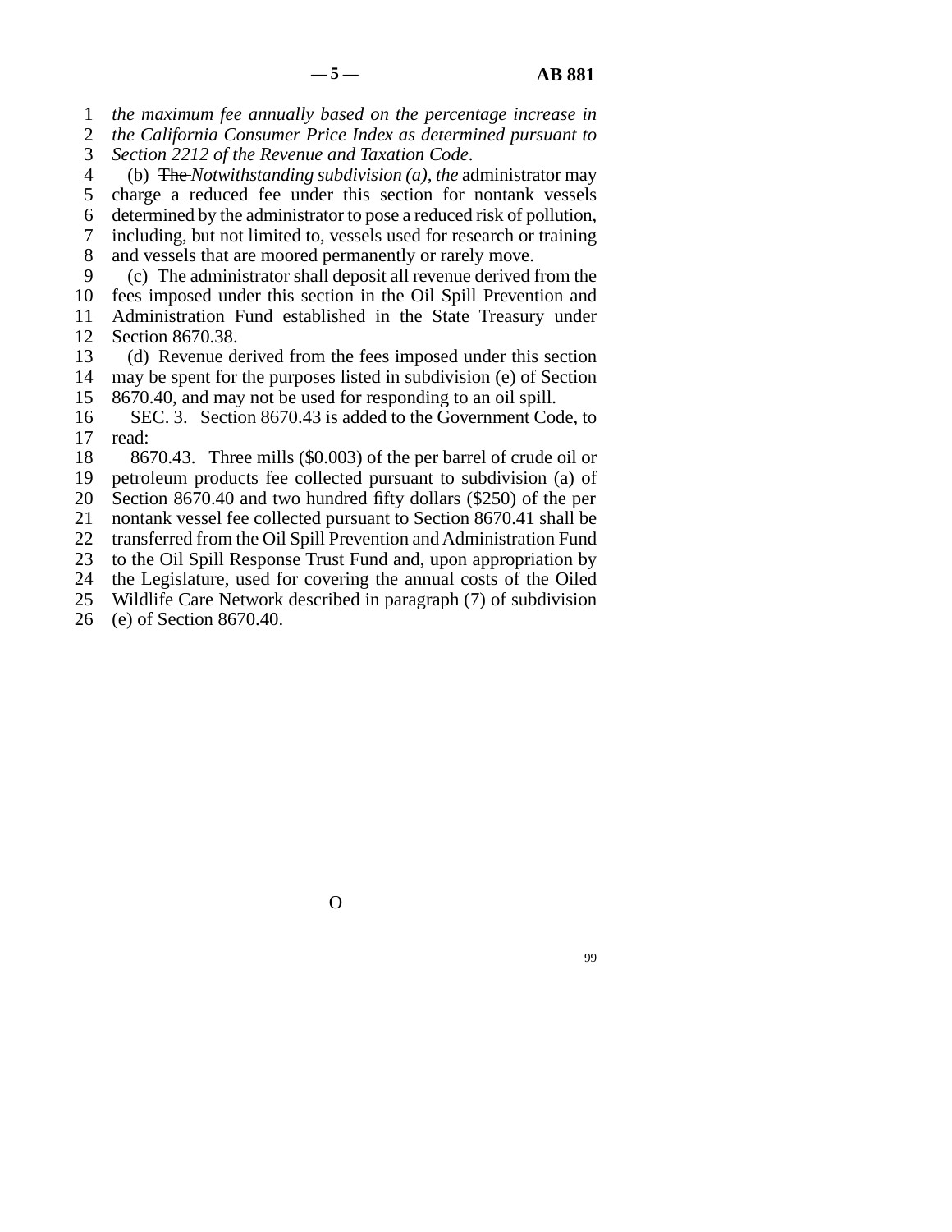*the maximum fee annually based on the percentage increase in the California Consumer Price Index as determined pursuant to Section 2212 of the Revenue and Taxation Code.*

(b) ~~The~~ *Notwithstanding subdivision (a), the* administrator may charge a reduced fee under this section for nontank vessels determined by the administrator to pose a reduced risk of pollution, including, but not limited to, vessels used for research or training and vessels that are moored permanently or rarely move.

(c) The administrator shall deposit all revenue derived from the fees imposed under this section in the Oil Spill Prevention and Administration Fund established in the State Treasury under Section 8670.38.

(d) Revenue derived from the fees imposed under this section may be spent for the purposes listed in subdivision (e) of Section 8670.40, and may not be used for responding to an oil spill.

SEC. 3. Section 8670.43 is added to the Government Code, to read:

8670.43. Three mills ($0.003) of the per barrel of crude oil or petroleum products fee collected pursuant to subdivision (a) of Section 8670.40 and two hundred fifty dollars ($250) of the per nontank vessel fee collected pursuant to Section 8670.41 shall be transferred from the Oil Spill Prevention and Administration Fund to the Oil Spill Response Trust Fund and, upon appropriation by the Legislature, used for covering the annual costs of the Oiled Wildlife Care Network described in paragraph (7) of subdivision (e) of Section 8670.40.

O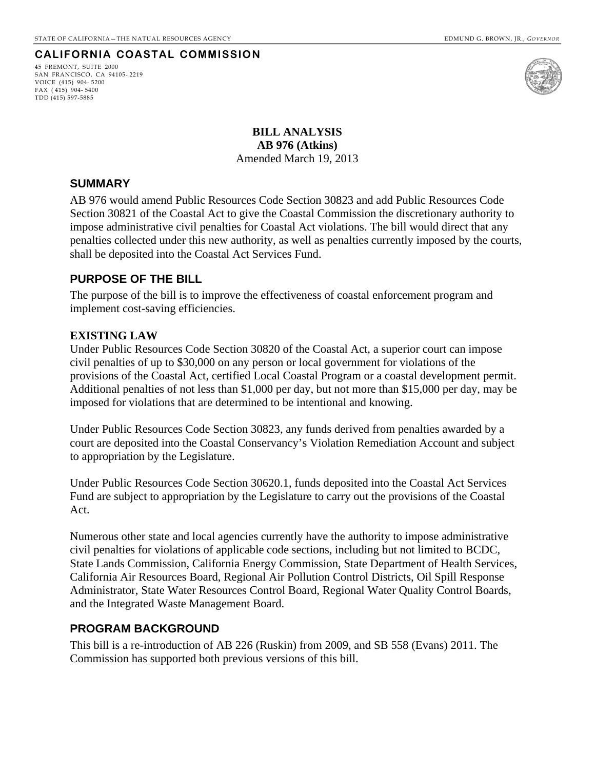STATE OF CALIFORNIA – THE NATURAL RESOURCES AGENCY EDMUND G. BROWN, JR., *GOVERNOR*

**CALIFORNIA COASTAL COMMISSION**

45 FREMONT, SUITE 2000
SAN FRANCISCO, CA 94105-2219
VOICE (415) 904-5200
FAX (415) 904-5400
TDD (415) 597-5885

**BILL ANALYSIS**
**AB 976 (Atkins)**
Amended March 19, 2013

## SUMMARY

AB 976 would amend Public Resources Code Section 30823 and add Public Resources Code Section 30821 of the Coastal Act to give the Coastal Commission the discretionary authority to impose administrative civil penalties for Coastal Act violations. The bill would direct that any penalties collected under this new authority, as well as penalties currently imposed by the courts, shall be deposited into the Coastal Act Services Fund.

## PURPOSE OF THE BILL

The purpose of the bill is to improve the effectiveness of coastal enforcement program and implement cost-saving efficiencies.

## EXISTING LAW

Under Public Resources Code Section 30820 of the Coastal Act, a superior court can impose civil penalties of up to $30,000 on any person or local government for violations of the provisions of the Coastal Act, certified Local Coastal Program or a coastal development permit. Additional penalties of not less than $1,000 per day, but not more than $15,000 per day, may be imposed for violations that are determined to be intentional and knowing.

Under Public Resources Code Section 30823, any funds derived from penalties awarded by a court are deposited into the Coastal Conservancy's Violation Remediation Account and subject to appropriation by the Legislature.

Under Public Resources Code Section 30620.1, funds deposited into the Coastal Act Services Fund are subject to appropriation by the Legislature to carry out the provisions of the Coastal Act.

Numerous other state and local agencies currently have the authority to impose administrative civil penalties for violations of applicable code sections, including but not limited to BCDC, State Lands Commission, California Energy Commission, State Department of Health Services, California Air Resources Board, Regional Air Pollution Control Districts, Oil Spill Response Administrator, State Water Resources Control Board, Regional Water Quality Control Boards, and the Integrated Waste Management Board.

## PROGRAM BACKGROUND

This bill is a re-introduction of AB 226 (Ruskin) from 2009, and SB 558 (Evans) 2011. The Commission has supported both previous versions of this bill.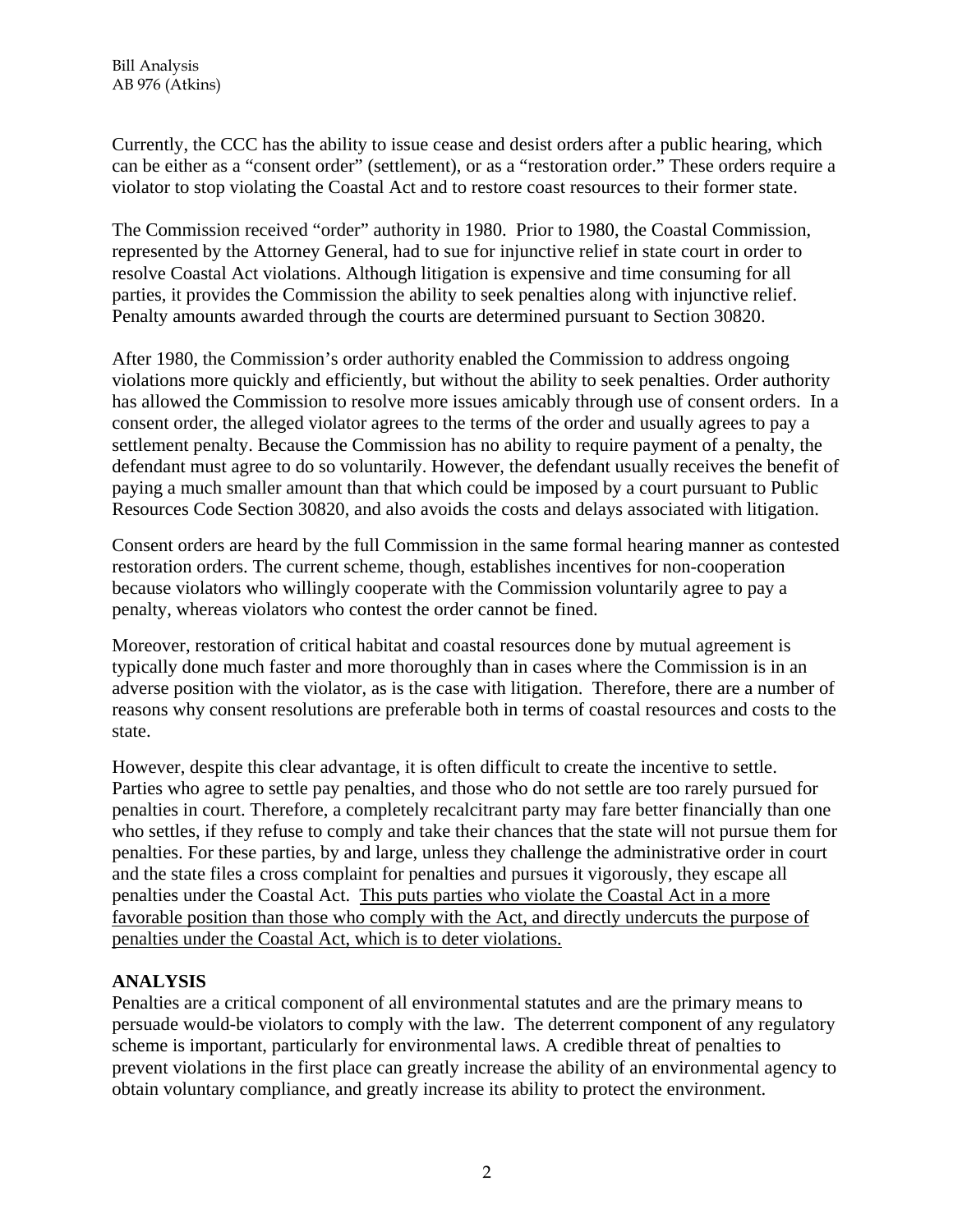Currently, the CCC has the ability to issue cease and desist orders after a public hearing, which can be either as a "consent order" (settlement), or as a "restoration order." These orders require a violator to stop violating the Coastal Act and to restore coast resources to their former state.

The Commission received "order" authority in 1980. Prior to 1980, the Coastal Commission, represented by the Attorney General, had to sue for injunctive relief in state court in order to resolve Coastal Act violations. Although litigation is expensive and time consuming for all parties, it provides the Commission the ability to seek penalties along with injunctive relief. Penalty amounts awarded through the courts are determined pursuant to Section 30820.

After 1980, the Commission's order authority enabled the Commission to address ongoing violations more quickly and efficiently, but without the ability to seek penalties. Order authority has allowed the Commission to resolve more issues amicably through use of consent orders. In a consent order, the alleged violator agrees to the terms of the order and usually agrees to pay a settlement penalty. Because the Commission has no ability to require payment of a penalty, the defendant must agree to do so voluntarily. However, the defendant usually receives the benefit of paying a much smaller amount than that which could be imposed by a court pursuant to Public Resources Code Section 30820, and also avoids the costs and delays associated with litigation.

Consent orders are heard by the full Commission in the same formal hearing manner as contested restoration orders. The current scheme, though, establishes incentives for non-cooperation because violators who willingly cooperate with the Commission voluntarily agree to pay a penalty, whereas violators who contest the order cannot be fined.

Moreover, restoration of critical habitat and coastal resources done by mutual agreement is typically done much faster and more thoroughly than in cases where the Commission is in an adverse position with the violator, as is the case with litigation. Therefore, there are a number of reasons why consent resolutions are preferable both in terms of coastal resources and costs to the state.

However, despite this clear advantage, it is often difficult to create the incentive to settle. Parties who agree to settle pay penalties, and those who do not settle are too rarely pursued for penalties in court. Therefore, a completely recalcitrant party may fare better financially than one who settles, if they refuse to comply and take their chances that the state will not pursue them for penalties. For these parties, by and large, unless they challenge the administrative order in court and the state files a cross complaint for penalties and pursues it vigorously, they escape all penalties under the Coastal Act. <u>This puts parties who violate the Coastal Act in a more favorable position than those who comply with the Act, and directly undercuts the purpose of penalties under the Coastal Act, which is to deter violations.</u>

**ANALYSIS**

Penalties are a critical component of all environmental statutes and are the primary means to persuade would-be violators to comply with the law. The deterrent component of any regulatory scheme is important, particularly for environmental laws. A credible threat of penalties to prevent violations in the first place can greatly increase the ability of an environmental agency to obtain voluntary compliance, and greatly increase its ability to protect the environment.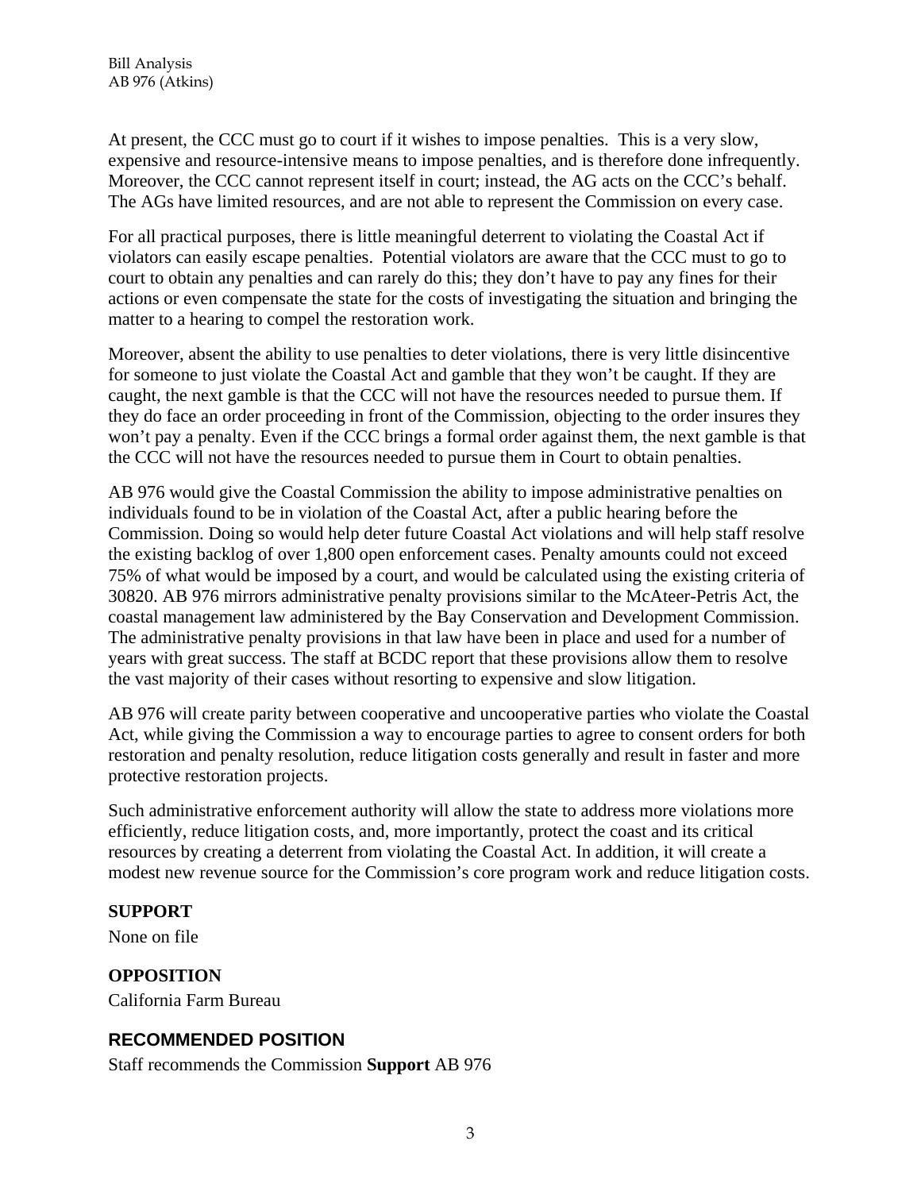At present, the CCC must go to court if it wishes to impose penalties. This is a very slow, expensive and resource-intensive means to impose penalties, and is therefore done infrequently. Moreover, the CCC cannot represent itself in court; instead, the AG acts on the CCC's behalf. The AGs have limited resources, and are not able to represent the Commission on every case.

For all practical purposes, there is little meaningful deterrent to violating the Coastal Act if violators can easily escape penalties. Potential violators are aware that the CCC must to go to court to obtain any penalties and can rarely do this; they don't have to pay any fines for their actions or even compensate the state for the costs of investigating the situation and bringing the matter to a hearing to compel the restoration work.

Moreover, absent the ability to use penalties to deter violations, there is very little disincentive for someone to just violate the Coastal Act and gamble that they won't be caught. If they are caught, the next gamble is that the CCC will not have the resources needed to pursue them. If they do face an order proceeding in front of the Commission, objecting to the order insures they won't pay a penalty. Even if the CCC brings a formal order against them, the next gamble is that the CCC will not have the resources needed to pursue them in Court to obtain penalties.

AB 976 would give the Coastal Commission the ability to impose administrative penalties on individuals found to be in violation of the Coastal Act, after a public hearing before the Commission. Doing so would help deter future Coastal Act violations and will help staff resolve the existing backlog of over 1,800 open enforcement cases. Penalty amounts could not exceed 75% of what would be imposed by a court, and would be calculated using the existing criteria of 30820. AB 976 mirrors administrative penalty provisions similar to the McAteer-Petris Act, the coastal management law administered by the Bay Conservation and Development Commission. The administrative penalty provisions in that law have been in place and used for a number of years with great success. The staff at BCDC report that these provisions allow them to resolve the vast majority of their cases without resorting to expensive and slow litigation.

AB 976 will create parity between cooperative and uncooperative parties who violate the Coastal Act, while giving the Commission a way to encourage parties to agree to consent orders for both restoration and penalty resolution, reduce litigation costs generally and result in faster and more protective restoration projects.

Such administrative enforcement authority will allow the state to address more violations more efficiently, reduce litigation costs, and, more importantly, protect the coast and its critical resources by creating a deterrent from violating the Coastal Act. In addition, it will create a modest new revenue source for the Commission's core program work and reduce litigation costs.

**SUPPORT**

None on file

**OPPOSITION**

California Farm Bureau

## RECOMMENDED POSITION

Staff recommends the Commission **Support** AB 976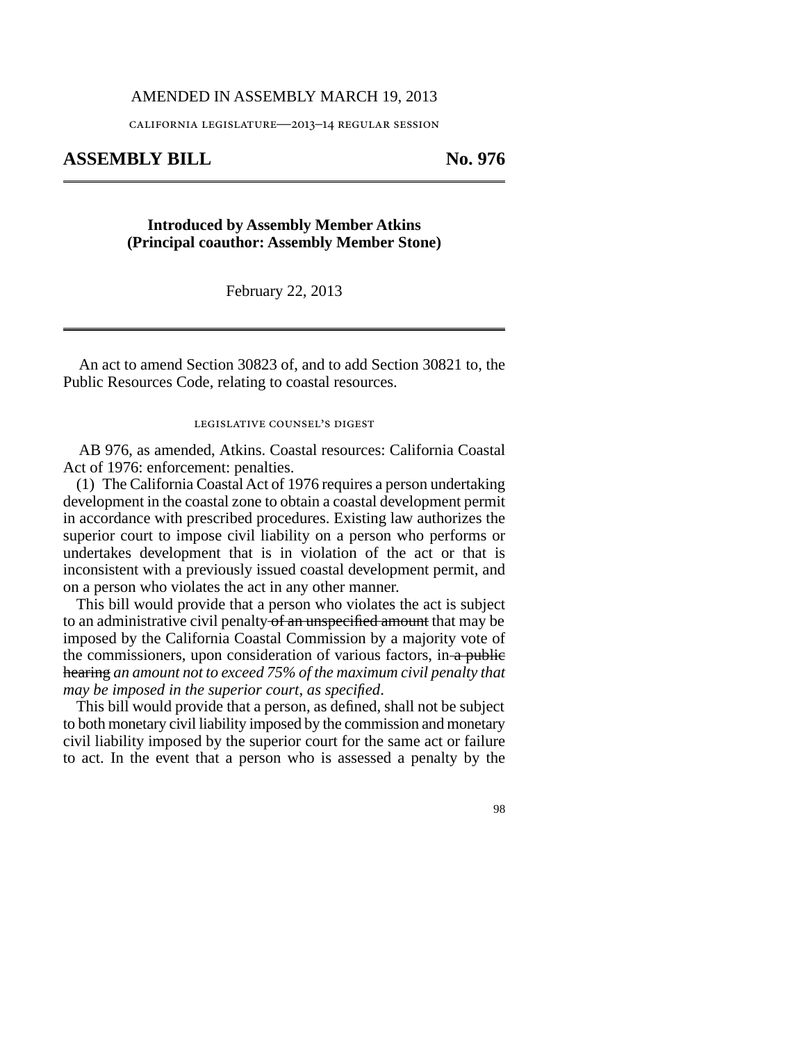AMENDED IN ASSEMBLY MARCH 19, 2013

california legislature—2013–14 regular session

## ASSEMBLY BILL No. 976

**Introduced by Assembly Member Atkins**
**(Principal coauthor: Assembly Member Stone)**

February 22, 2013

An act to amend Section 30823 of, and to add Section 30821 to, the Public Resources Code, relating to coastal resources.

legislative counsel's digest

AB 976, as amended, Atkins. Coastal resources: California Coastal Act of 1976: enforcement: penalties.

(1) The California Coastal Act of 1976 requires a person undertaking development in the coastal zone to obtain a coastal development permit in accordance with prescribed procedures. Existing law authorizes the superior court to impose civil liability on a person who performs or undertakes development that is in violation of the act or that is inconsistent with a previously issued coastal development permit, and on a person who violates the act in any other manner.

This bill would provide that a person who violates the act is subject to an administrative civil penalty ~~of an unspecified amount~~ that may be imposed by the California Coastal Commission by a majority vote of the commissioners, upon consideration of various factors, in ~~a public hearing~~ *an amount not to exceed 75% of the maximum civil penalty that may be imposed in the superior court, as specified*.

This bill would provide that a person, as defined, shall not be subject to both monetary civil liability imposed by the commission and monetary civil liability imposed by the superior court for the same act or failure to act. In the event that a person who is assessed a penalty by the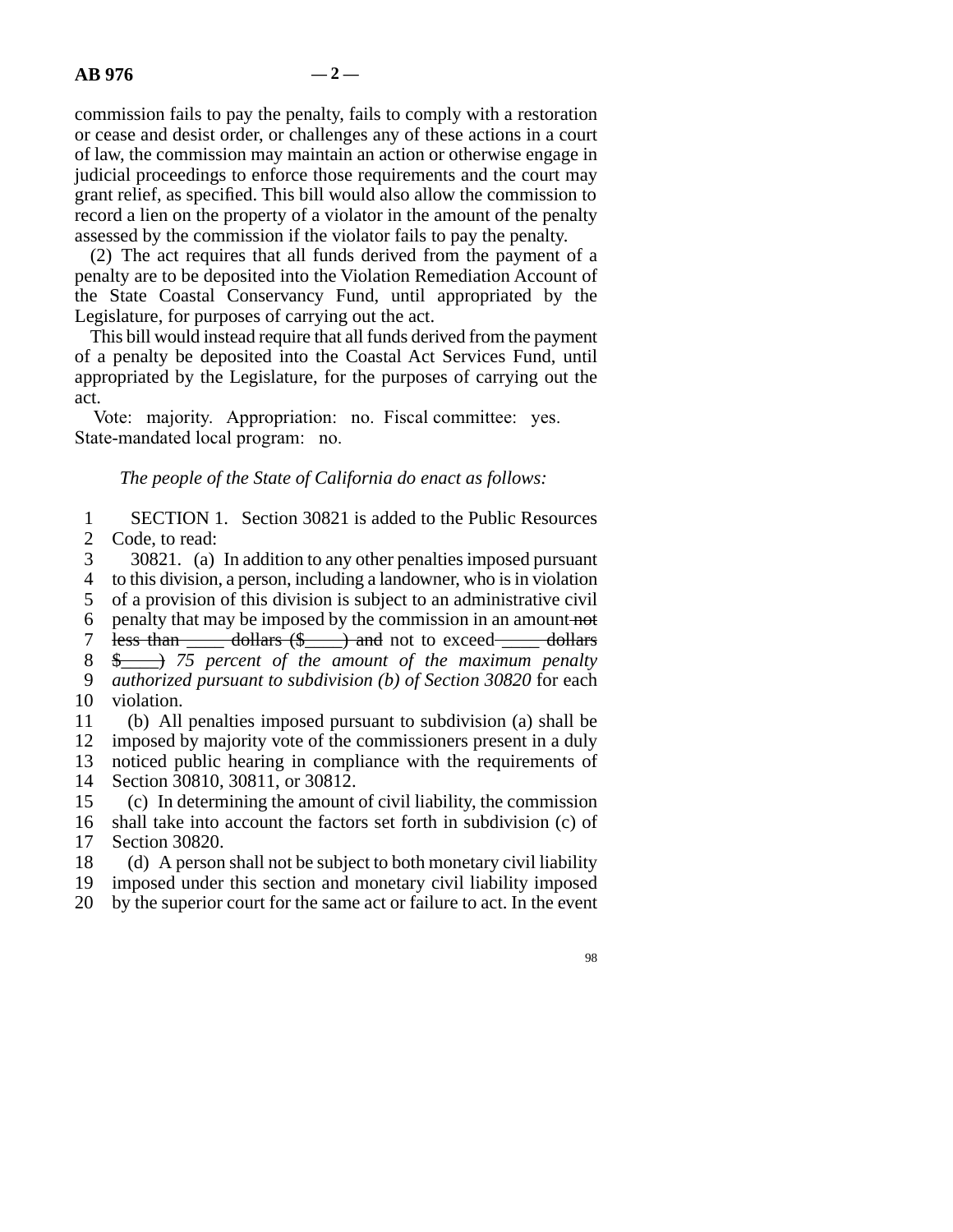commission fails to pay the penalty, fails to comply with a restoration or cease and desist order, or challenges any of these actions in a court of law, the commission may maintain an action or otherwise engage in judicial proceedings to enforce those requirements and the court may grant relief, as specified. This bill would also allow the commission to record a lien on the property of a violator in the amount of the penalty assessed by the commission if the violator fails to pay the penalty.

(2) The act requires that all funds derived from the payment of a penalty are to be deposited into the Violation Remediation Account of the State Coastal Conservancy Fund, until appropriated by the Legislature, for purposes of carrying out the act.

This bill would instead require that all funds derived from the payment of a penalty be deposited into the Coastal Act Services Fund, until appropriated by the Legislature, for the purposes of carrying out the act.

Vote: majority. Appropriation: no. Fiscal committee: yes. State-mandated local program: no.

*The people of the State of California do enact as follows:*

1 SECTION 1. Section 30821 is added to the Public Resources
2 Code, to read:
3 30821. (a) In addition to any other penalties imposed pursuant
4 to this division, a person, including a landowner, who is in violation
5 of a provision of this division is subject to an administrative civil
6 penalty that may be imposed by the commission in an amount ~~not~~
7 ~~less than \_\_\_\_ dollars ($\_\_\_\_) and~~ not to exceed ~~\_\_\_\_ dollars~~
8 ~~$\_\_\_\_)~~ *75 percent of the amount of the maximum penalty*
9 *authorized pursuant to subdivision (b) of Section 30820* for each
10 violation.
11 (b) All penalties imposed pursuant to subdivision (a) shall be
12 imposed by majority vote of the commissioners present in a duly
13 noticed public hearing in compliance with the requirements of
14 Section 30810, 30811, or 30812.
15 (c) In determining the amount of civil liability, the commission
16 shall take into account the factors set forth in subdivision (c) of
17 Section 30820.
18 (d) A person shall not be subject to both monetary civil liability
19 imposed under this section and monetary civil liability imposed
20 by the superior court for the same act or failure to act. In the event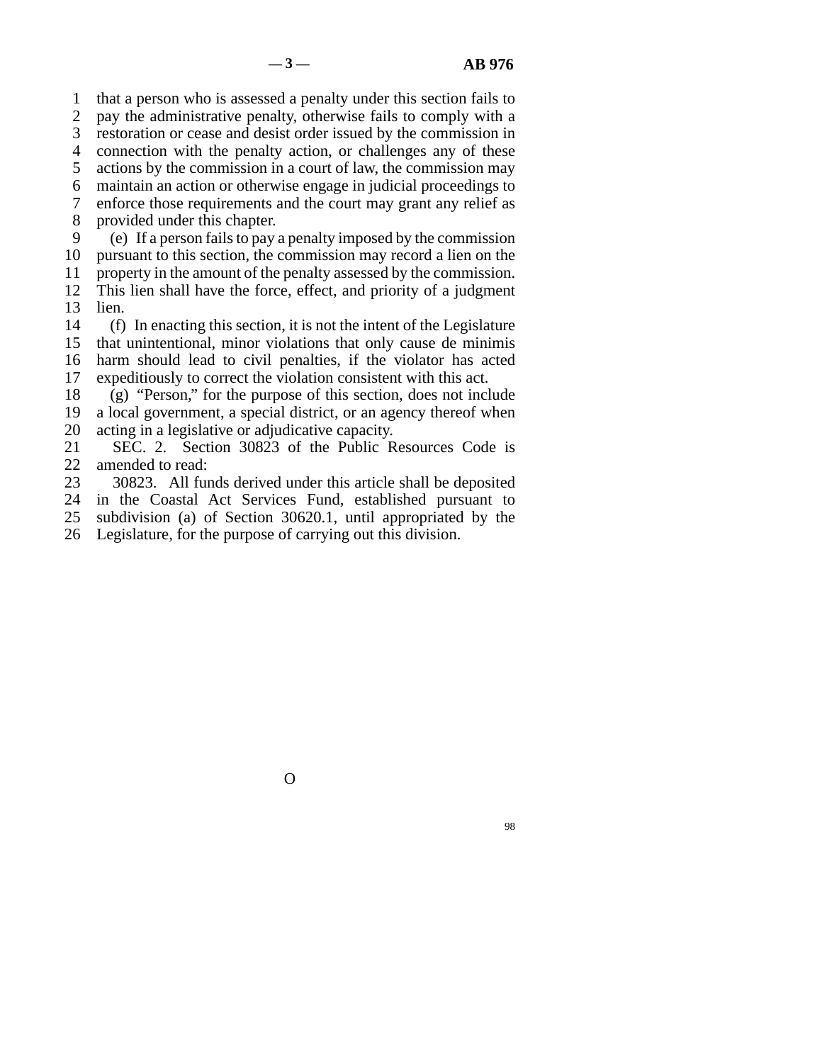that a person who is assessed a penalty under this section fails to pay the administrative penalty, otherwise fails to comply with a restoration or cease and desist order issued by the commission in connection with the penalty action, or challenges any of these actions by the commission in a court of law, the commission may maintain an action or otherwise engage in judicial proceedings to enforce those requirements and the court may grant any relief as provided under this chapter.

(e) If a person fails to pay a penalty imposed by the commission pursuant to this section, the commission may record a lien on the property in the amount of the penalty assessed by the commission. This lien shall have the force, effect, and priority of a judgment lien.

(f) In enacting this section, it is not the intent of the Legislature that unintentional, minor violations that only cause de minimis harm should lead to civil penalties, if the violator has acted expeditiously to correct the violation consistent with this act.

(g) "Person," for the purpose of this section, does not include a local government, a special district, or an agency thereof when acting in a legislative or adjudicative capacity.

SEC. 2. Section 30823 of the Public Resources Code is amended to read:

30823. All funds derived under this article shall be deposited in the Coastal Act Services Fund, established pursuant to subdivision (a) of Section 30620.1, until appropriated by the Legislature, for the purpose of carrying out this division.